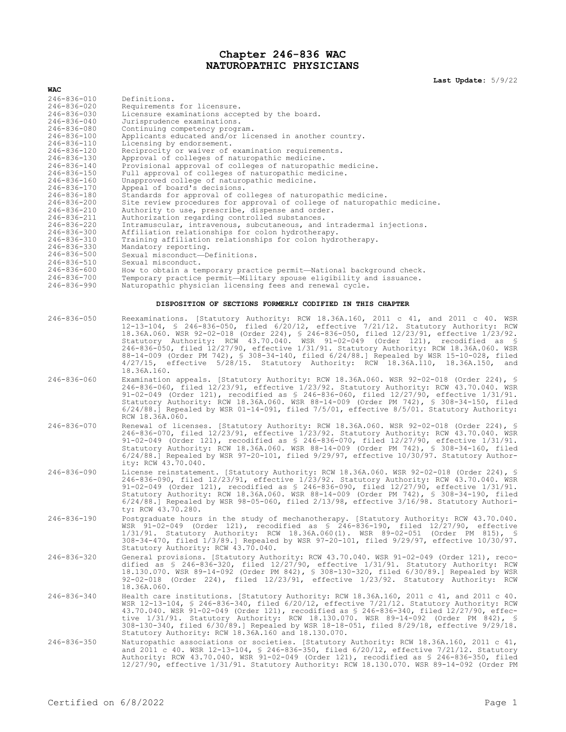# Chapter 246-836 WAC
# NATUROPATHIC PHYSICIANS

**Last Update:** 5/9/22

**WAC**

| | |
|---|---|
| 246-836-010 | Definitions. |
| 246-836-020 | Requirements for licensure. |
| 246-836-030 | Licensure examinations accepted by the board. |
| 246-836-040 | Jurisprudence examinations. |
| 246-836-080 | Continuing competency program. |
| 246-836-100 | Applicants educated and/or licensed in another country. |
| 246-836-110 | Licensing by endorsement. |
| 246-836-120 | Reciprocity or waiver of examination requirements. |
| 246-836-130 | Approval of colleges of naturopathic medicine. |
| 246-836-140 | Provisional approval of colleges of naturopathic medicine. |
| 246-836-150 | Full approval of colleges of naturopathic medicine. |
| 246-836-160 | Unapproved college of naturopathic medicine. |
| 246-836-170 | Appeal of board's decisions. |
| 246-836-180 | Standards for approval of colleges of naturopathic medicine. |
| 246-836-200 | Site review procedures for approval of college of naturopathic medicine. |
| 246-836-210 | Authority to use, prescribe, dispense and order. |
| 246-836-211 | Authorization regarding controlled substances. |
| 246-836-220 | Intramuscular, intravenous, subcutaneous, and intradermal injections. |
| 246-836-300 | Affiliation relationships for colon hydrotherapy. |
| 246-836-310 | Training affiliation relationships for colon hydrotherapy. |
| 246-836-330 | Mandatory reporting. |
| 246-836-500 | Sexual misconduct—Definitions. |
| 246-836-510 | Sexual misconduct. |
| 246-836-600 | How to obtain a temporary practice permit—National background check. |
| 246-836-700 | Temporary practice permit—Military spouse eligibility and issuance. |
| 246-836-990 | Naturopathic physician licensing fees and renewal cycle. |

**DISPOSITION OF SECTIONS FORMERLY CODIFIED IN THIS CHAPTER**

| | |
|---|---|
| 246-836-050 | Reexaminations. [Statutory Authority: RCW 18.36A.160, 2011 c 41, and 2011 c 40. WSR 12-13-104, § 246-836-050, filed 6/20/12, effective 7/21/12. Statutory Authority: RCW 18.36A.060. WSR 92-02-018 (Order 224), § 246-836-050, filed 12/23/91, effective 1/23/92. Statutory Authority: RCW 43.70.040. WSR 91-02-049 (Order 121), recodified as § 246-836-050, filed 12/27/90, effective 1/31/91. Statutory Authority: RCW 18.36A.060. WSR 88-14-009 (Order PM 742), § 308-34-140, filed 6/24/88.] Repealed by WSR 15-10-028, filed 4/27/15, effective 5/28/15. Statutory Authority: RCW 18.36A.110, 18.36A.150, and 18.36A.160. |
| 246-836-060 | Examination appeals. [Statutory Authority: RCW 18.36A.060. WSR 92-02-018 (Order 224), § 246-836-060, filed 12/23/91, effective 1/23/92. Statutory Authority: RCW 43.70.040. WSR 91-02-049 (Order 121), recodified as § 246-836-060, filed 12/27/90, effective 1/31/91. Statutory Authority: RCW 18.36A.060. WSR 88-14-009 (Order PM 742), § 308-34-150, filed 6/24/88.] Repealed by WSR 01-14-091, filed 7/5/01, effective 8/5/01. Statutory Authority: RCW 18.36A.060. |
| 246-836-070 | Renewal of licenses. [Statutory Authority: RCW 18.36A.060. WSR 92-02-018 (Order 224), § 246-836-070, filed 12/23/91, effective 1/23/92. Statutory Authority: RCW 43.70.040. WSR 91-02-049 (Order 121), recodified as § 246-836-070, filed 12/27/90, effective 1/31/91. Statutory Authority: RCW 18.36A.060. WSR 88-14-009 (Order PM 742), § 308-34-160, filed 6/24/88.] Repealed by WSR 97-20-101, filed 9/29/97, effective 10/30/97. Statutory Authority: RCW 43.70.040. |
| 246-836-090 | License reinstatement. [Statutory Authority: RCW 18.36A.060. WSR 92-02-018 (Order 224), § 246-836-090, filed 12/23/91, effective 1/23/92. Statutory Authority: RCW 43.70.040. WSR 91-02-049 (Order 121), recodified as § 246-836-090, filed 12/27/90, effective 1/31/91. Statutory Authority: RCW 18.36A.060. WSR 88-14-009 (Order PM 742), § 308-34-190, filed 6/24/88.] Repealed by WSR 98-05-060, filed 2/13/98, effective 3/16/98. Statutory Authority: RCW 43.70.280. |
| 246-836-190 | Postgraduate hours in the study of mechanotherapy. [Statutory Authority: RCW 43.70.040. WSR 91-02-049 (Order 121), recodified as § 246-836-190, filed 12/27/90, effective 1/31/91. Statutory Authority: RCW 18.36A.060(1). WSR 89-02-051 (Order PM 815), § 308-34-470, filed 1/3/89.] Repealed by WSR 97-20-101, filed 9/29/97, effective 10/30/97. Statutory Authority: RCW 43.70.040. |
| 246-836-320 | General provisions. [Statutory Authority: RCW 43.70.040. WSR 91-02-049 (Order 121), recodified as § 246-836-320, filed 12/27/90, effective 1/31/91. Statutory Authority: RCW 18.130.070. WSR 89-14-092 (Order PM 842), § 308-130-320, filed 6/30/89.] Repealed by WSR 92-02-018 (Order 224), filed 12/23/91, effective 1/23/92. Statutory Authority: RCW 18.36A.060. |
| 246-836-340 | Health care institutions. [Statutory Authority: RCW 18.36A.160, 2011 c 41, and 2011 c 40. WSR 12-13-104, § 246-836-340, filed 6/20/12, effective 7/21/12. Statutory Authority: RCW 43.70.040. WSR 91-02-049 (Order 121), recodified as § 246-836-340, filed 12/27/90, effective 1/31/91. Statutory Authority: RCW 18.130.070. WSR 89-14-092 (Order PM 842), § 308-130-340, filed 6/30/89.] Repealed by WSR 18-18-051, filed 8/29/18, effective 9/29/18. Statutory Authority: RCW 18.36A.160 and 18.130.070. |
| 246-836-350 | Naturopathic associations or societies. [Statutory Authority: RCW 18.36A.160, 2011 c 41, and 2011 c 40. WSR 12-13-104, § 246-836-350, filed 6/20/12, effective 7/21/12. Statutory Authority: RCW 43.70.040. WSR 91-02-049 (Order 121), recodified as § 246-836-350, filed 12/27/90, effective 1/31/91. Statutory Authority: RCW 18.130.070. WSR 89-14-092 (Order PM |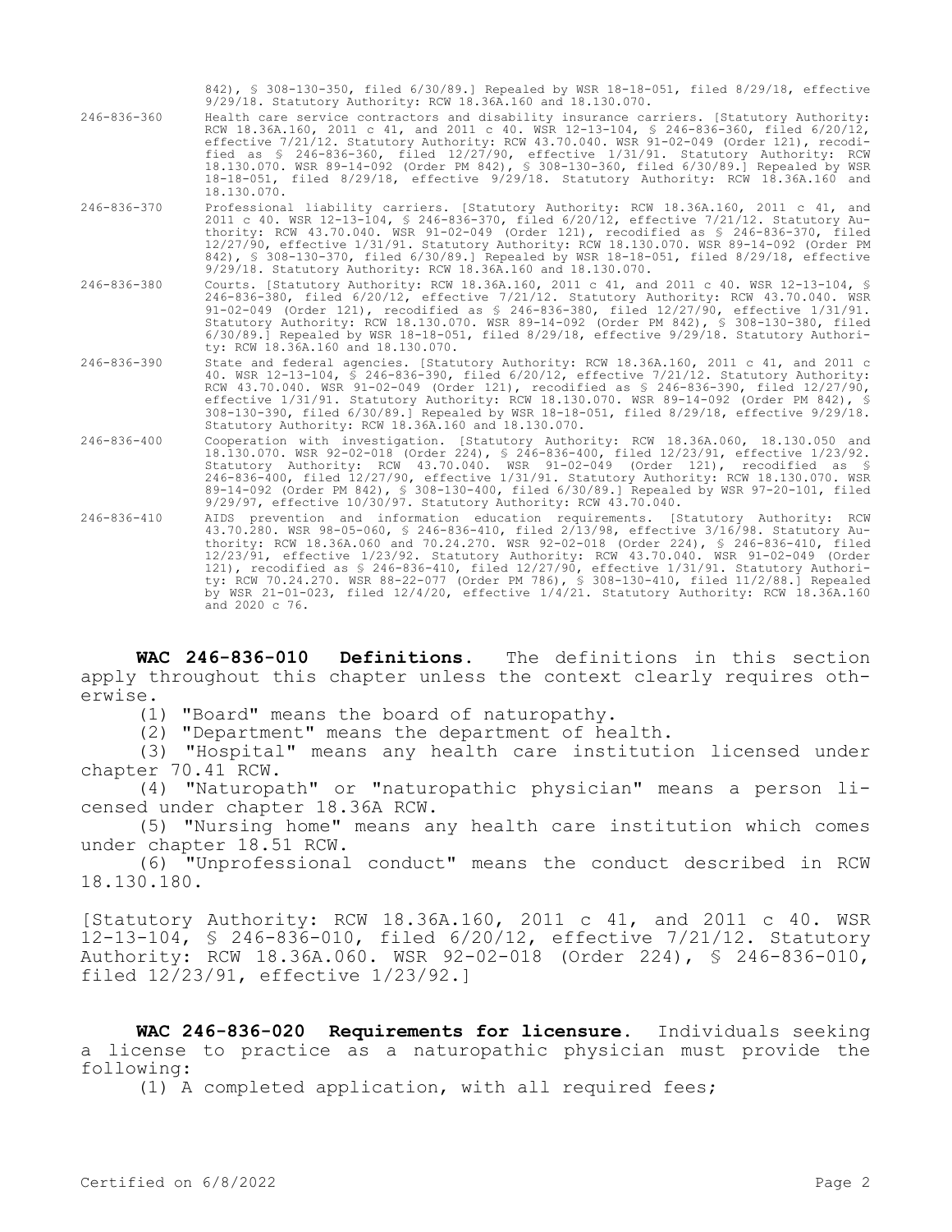842), § 308-130-350, filed 6/30/89.] Repealed by WSR 18-18-051, filed 8/29/18, effective 9/29/18. Statutory Authority: RCW 18.36A.160 and 18.130.070.

246-836-360 Health care service contractors and disability insurance carriers. [Statutory Authority: RCW 18.36A.160, 2011 c 41, and 2011 c 40. WSR 12-13-104, § 246-836-360, filed 6/20/12, effective 7/21/12. Statutory Authority: RCW 43.70.040. WSR 91-02-049 (Order 121), recodified as § 246-836-360, filed 12/27/90, effective 1/31/91. Statutory Authority: RCW 18.130.070. WSR 89-14-092 (Order PM 842), § 308-130-360, filed 6/30/89.] Repealed by WSR 18-18-051, filed 8/29/18, effective 9/29/18. Statutory Authority: RCW 18.36A.160 and 18.130.070.

246-836-370 Professional liability carriers. [Statutory Authority: RCW 18.36A.160, 2011 c 41, and 2011 c 40. WSR 12-13-104, § 246-836-370, filed 6/20/12, effective 7/21/12. Statutory Authority: RCW 43.70.040. WSR 91-02-049 (Order 121), recodified as § 246-836-370, filed 12/27/90, effective 1/31/91. Statutory Authority: RCW 18.130.070. WSR 89-14-092 (Order PM 842), § 308-130-370, filed 6/30/89.] Repealed by WSR 18-18-051, filed 8/29/18, effective 9/29/18. Statutory Authority: RCW 18.36A.160 and 18.130.070.

246-836-380 Courts. [Statutory Authority: RCW 18.36A.160, 2011 c 41, and 2011 c 40. WSR 12-13-104, § 246-836-380, filed 6/20/12, effective 7/21/12. Statutory Authority: RCW 43.70.040. WSR 91-02-049 (Order 121), recodified as § 246-836-380, filed 12/27/90, effective 1/31/91. Statutory Authority: RCW 18.130.070. WSR 89-14-092 (Order PM 842), § 308-130-380, filed 6/30/89.] Repealed by WSR 18-18-051, filed 8/29/18, effective 9/29/18. Statutory Authority: RCW 18.36A.160 and 18.130.070.

246-836-390 State and federal agencies. [Statutory Authority: RCW 18.36A.160, 2011 c 41, and 2011 c 40. WSR 12-13-104, § 246-836-390, filed 6/20/12, effective 7/21/12. Statutory Authority: RCW 43.70.040. WSR 91-02-049 (Order 121), recodified as § 246-836-390, filed 12/27/90, effective 1/31/91. Statutory Authority: RCW 18.130.070. WSR 89-14-092 (Order PM 842), § 308-130-390, filed 6/30/89.] Repealed by WSR 18-18-051, filed 8/29/18, effective 9/29/18. Statutory Authority: RCW 18.36A.160 and 18.130.070.

246-836-400 Cooperation with investigation. [Statutory Authority: RCW 18.36A.060, 18.130.050 and 18.130.070. WSR 92-02-018 (Order 224), § 246-836-400, filed 12/23/91, effective 1/23/92. Statutory Authority: RCW 43.70.040. WSR 91-02-049 (Order 121), recodified as § 246-836-400, filed 12/27/90, effective 1/31/91. Statutory Authority: RCW 18.130.070. WSR 89-14-092 (Order PM 842), § 308-130-400, filed 6/30/89.] Repealed by WSR 97-20-101, filed 9/29/97, effective 10/30/97. Statutory Authority: RCW 43.70.040.

246-836-410 AIDS prevention and information education requirements. [Statutory Authority: RCW 43.70.280. WSR 98-05-060, § 246-836-410, filed 2/13/98, effective 3/16/98. Statutory Authority: RCW 18.36A.060 and 70.24.270. WSR 92-02-018 (Order 224), § 246-836-410, filed 12/23/91, effective 1/23/92. Statutory Authority: RCW 43.70.040. WSR 91-02-049 (Order 121), recodified as § 246-836-410, filed 12/27/90, effective 1/31/91. Statutory Authority: RCW 70.24.270. WSR 88-22-077 (Order PM 786), § 308-130-410, filed 11/2/88.] Repealed by WSR 21-01-023, filed 12/4/20, effective 1/4/21. Statutory Authority: RCW 18.36A.160 and 2020 c 76.

**WAC 246-836-010 Definitions.** The definitions in this section apply throughout this chapter unless the context clearly requires otherwise.

(1) "Board" means the board of naturopathy.

(2) "Department" means the department of health.

(3) "Hospital" means any health care institution licensed under chapter 70.41 RCW.

(4) "Naturopath" or "naturopathic physician" means a person licensed under chapter 18.36A RCW.

(5) "Nursing home" means any health care institution which comes under chapter 18.51 RCW.

(6) "Unprofessional conduct" means the conduct described in RCW 18.130.180.

[Statutory Authority: RCW 18.36A.160, 2011 c 41, and 2011 c 40. WSR 12-13-104, § 246-836-010, filed 6/20/12, effective 7/21/12. Statutory Authority: RCW 18.36A.060. WSR 92-02-018 (Order 224), § 246-836-010, filed 12/23/91, effective 1/23/92.]

**WAC 246-836-020 Requirements for licensure.** Individuals seeking a license to practice as a naturopathic physician must provide the following:

(1) A completed application, with all required fees;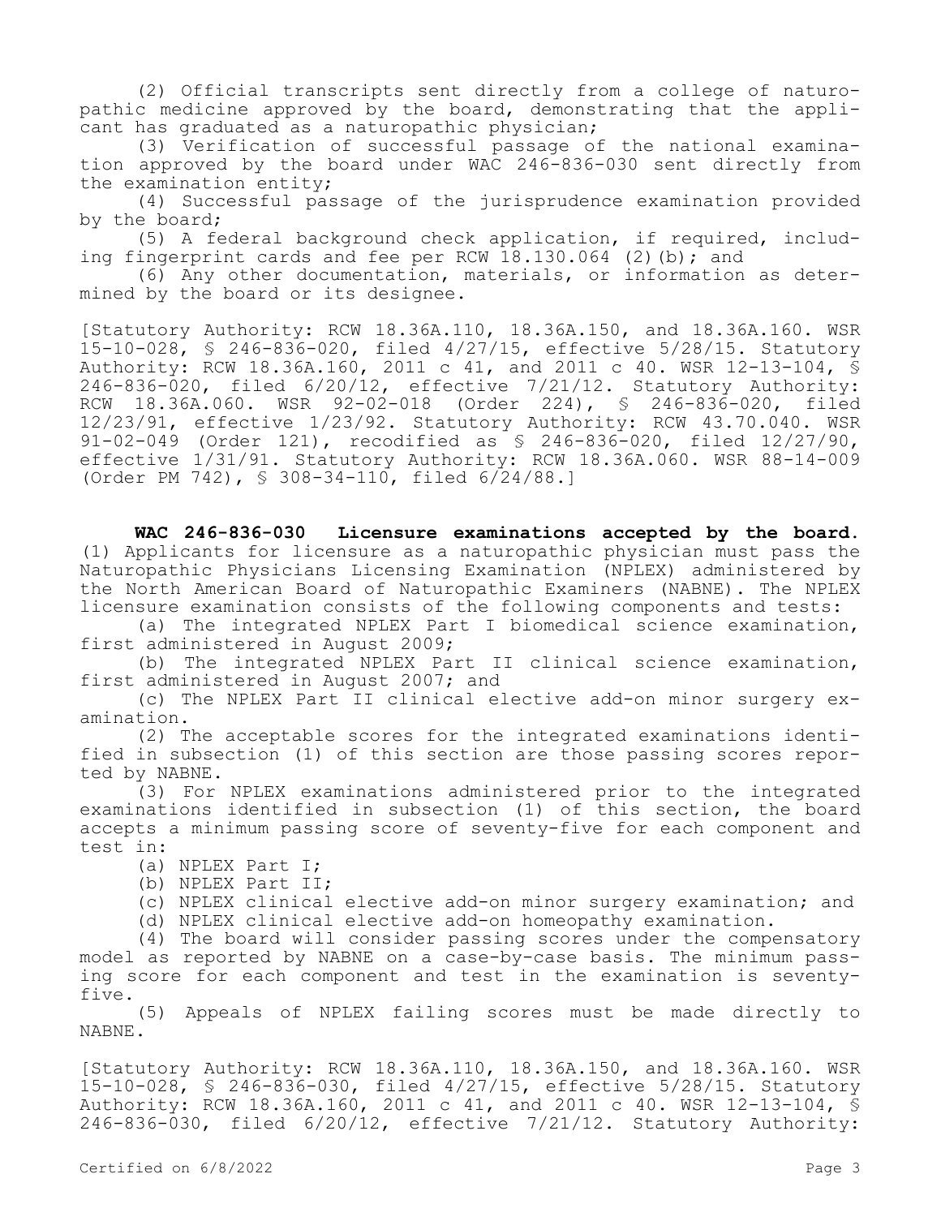(2) Official transcripts sent directly from a college of naturopathic medicine approved by the board, demonstrating that the applicant has graduated as a naturopathic physician;

(3) Verification of successful passage of the national examination approved by the board under WAC 246-836-030 sent directly from the examination entity;

(4) Successful passage of the jurisprudence examination provided by the board;

(5) A federal background check application, if required, including fingerprint cards and fee per RCW 18.130.064 (2)(b); and

(6) Any other documentation, materials, or information as determined by the board or its designee.

[Statutory Authority: RCW 18.36A.110, 18.36A.150, and 18.36A.160. WSR 15-10-028, § 246-836-020, filed 4/27/15, effective 5/28/15. Statutory Authority: RCW 18.36A.160, 2011 c 41, and 2011 c 40. WSR 12-13-104, § 246-836-020, filed 6/20/12, effective 7/21/12. Statutory Authority: RCW 18.36A.060. WSR 92-02-018 (Order 224), § 246-836-020, filed 12/23/91, effective 1/23/92. Statutory Authority: RCW 43.70.040. WSR 91-02-049 (Order 121), recodified as § 246-836-020, filed 12/27/90, effective 1/31/91. Statutory Authority: RCW 18.36A.060. WSR 88-14-009 (Order PM 742), § 308-34-110, filed 6/24/88.]

**WAC 246-836-030 Licensure examinations accepted by the board.** (1) Applicants for licensure as a naturopathic physician must pass the Naturopathic Physicians Licensing Examination (NPLEX) administered by the North American Board of Naturopathic Examiners (NABNE). The NPLEX licensure examination consists of the following components and tests:

(a) The integrated NPLEX Part I biomedical science examination, first administered in August 2009;

(b) The integrated NPLEX Part II clinical science examination, first administered in August 2007; and

(c) The NPLEX Part II clinical elective add-on minor surgery examination.

(2) The acceptable scores for the integrated examinations identified in subsection (1) of this section are those passing scores reported by NABNE.

(3) For NPLEX examinations administered prior to the integrated examinations identified in subsection (1) of this section, the board accepts a minimum passing score of seventy-five for each component and test in:

(a) NPLEX Part I;

(b) NPLEX Part II;

(c) NPLEX clinical elective add-on minor surgery examination; and

(d) NPLEX clinical elective add-on homeopathy examination.

(4) The board will consider passing scores under the compensatory model as reported by NABNE on a case-by-case basis. The minimum passing score for each component and test in the examination is seventy-five.

(5) Appeals of NPLEX failing scores must be made directly to NABNE.

[Statutory Authority: RCW 18.36A.110, 18.36A.150, and 18.36A.160. WSR 15-10-028, § 246-836-030, filed 4/27/15, effective 5/28/15. Statutory Authority: RCW 18.36A.160, 2011 c 41, and 2011 c 40. WSR 12-13-104, § 246-836-030, filed 6/20/12, effective 7/21/12. Statutory Authority: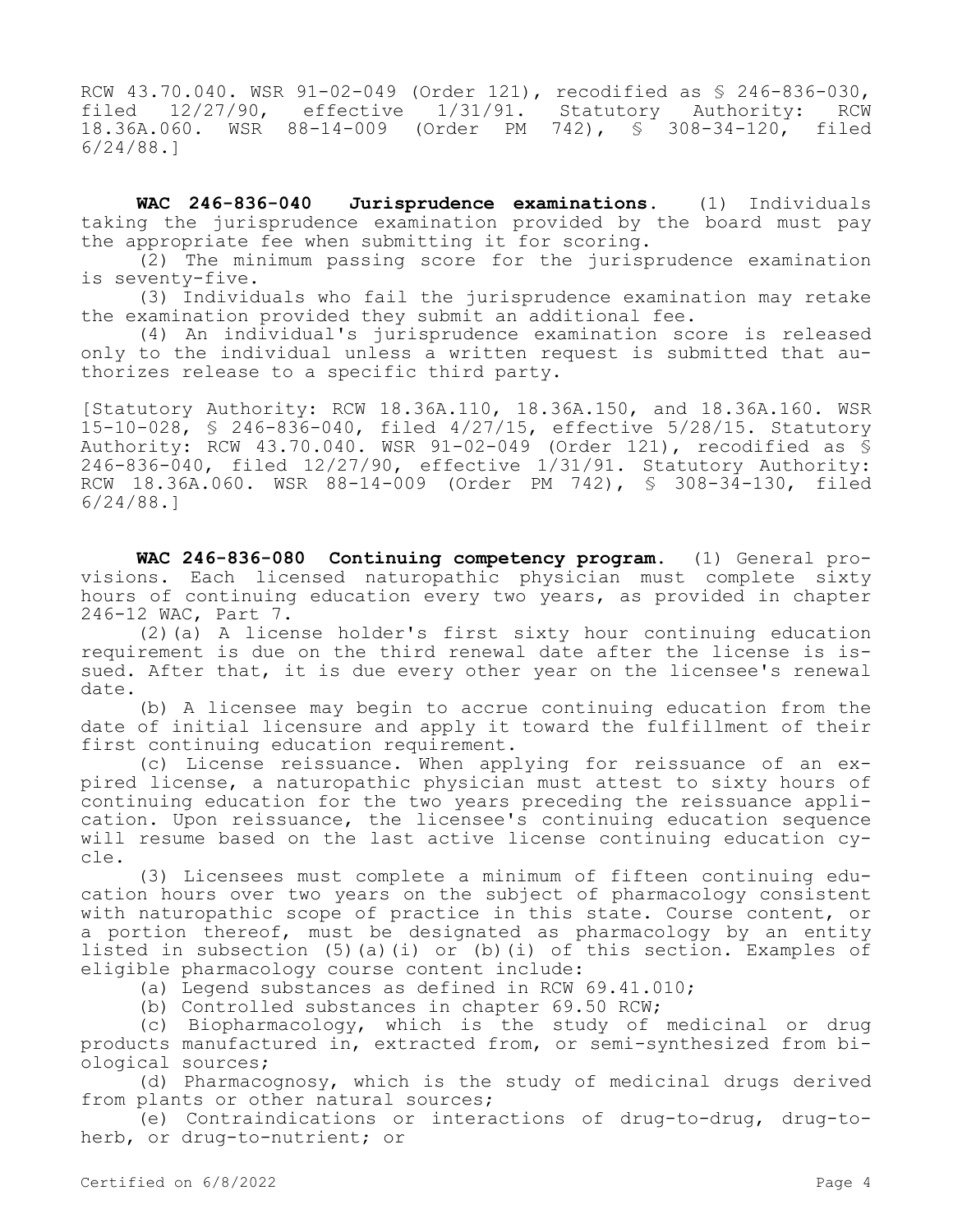RCW 43.70.040. WSR 91-02-049 (Order 121), recodified as § 246-836-030, filed 12/27/90, effective 1/31/91. Statutory Authority: RCW 18.36A.060. WSR 88-14-009 (Order PM 742), § 308-34-120, filed 6/24/88.]

**WAC 246-836-040 Jurisprudence examinations.** (1) Individuals taking the jurisprudence examination provided by the board must pay the appropriate fee when submitting it for scoring.

(2) The minimum passing score for the jurisprudence examination is seventy-five.

(3) Individuals who fail the jurisprudence examination may retake the examination provided they submit an additional fee.

(4) An individual's jurisprudence examination score is released only to the individual unless a written request is submitted that authorizes release to a specific third party.

[Statutory Authority: RCW 18.36A.110, 18.36A.150, and 18.36A.160. WSR 15-10-028, § 246-836-040, filed 4/27/15, effective 5/28/15. Statutory Authority: RCW 43.70.040. WSR 91-02-049 (Order 121), recodified as § 246-836-040, filed 12/27/90, effective 1/31/91. Statutory Authority: RCW 18.36A.060. WSR 88-14-009 (Order PM 742), § 308-34-130, filed 6/24/88.]

**WAC 246-836-080 Continuing competency program.** (1) General provisions. Each licensed naturopathic physician must complete sixty hours of continuing education every two years, as provided in chapter 246-12 WAC, Part 7.

(2)(a) A license holder's first sixty hour continuing education requirement is due on the third renewal date after the license is issued. After that, it is due every other year on the licensee's renewal date.

(b) A licensee may begin to accrue continuing education from the date of initial licensure and apply it toward the fulfillment of their first continuing education requirement.

(c) License reissuance. When applying for reissuance of an expired license, a naturopathic physician must attest to sixty hours of continuing education for the two years preceding the reissuance application. Upon reissuance, the licensee's continuing education sequence will resume based on the last active license continuing education cycle.

(3) Licensees must complete a minimum of fifteen continuing education hours over two years on the subject of pharmacology consistent with naturopathic scope of practice in this state. Course content, or a portion thereof, must be designated as pharmacology by an entity listed in subsection (5)(a)(i) or (b)(i) of this section. Examples of eligible pharmacology course content include:

(a) Legend substances as defined in RCW 69.41.010;

(b) Controlled substances in chapter 69.50 RCW;

(c) Biopharmacology, which is the study of medicinal or drug products manufactured in, extracted from, or semi-synthesized from biological sources;

(d) Pharmacognosy, which is the study of medicinal drugs derived from plants or other natural sources;

(e) Contraindications or interactions of drug-to-drug, drug-to-herb, or drug-to-nutrient; or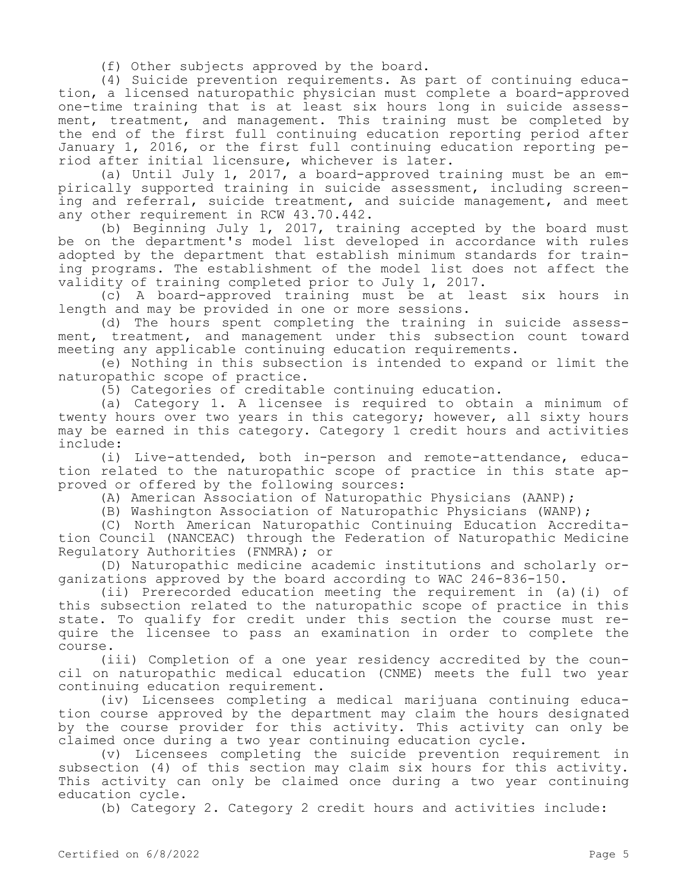(f) Other subjects approved by the board.

(4) Suicide prevention requirements. As part of continuing education, a licensed naturopathic physician must complete a board-approved one-time training that is at least six hours long in suicide assessment, treatment, and management. This training must be completed by the end of the first full continuing education reporting period after January 1, 2016, or the first full continuing education reporting period after initial licensure, whichever is later.

(a) Until July 1, 2017, a board-approved training must be an empirically supported training in suicide assessment, including screening and referral, suicide treatment, and suicide management, and meet any other requirement in RCW 43.70.442.

(b) Beginning July 1, 2017, training accepted by the board must be on the department's model list developed in accordance with rules adopted by the department that establish minimum standards for training programs. The establishment of the model list does not affect the validity of training completed prior to July 1, 2017.

(c) A board-approved training must be at least six hours in length and may be provided in one or more sessions.

(d) The hours spent completing the training in suicide assessment, treatment, and management under this subsection count toward meeting any applicable continuing education requirements.

(e) Nothing in this subsection is intended to expand or limit the naturopathic scope of practice.

(5) Categories of creditable continuing education.

(a) Category 1. A licensee is required to obtain a minimum of twenty hours over two years in this category; however, all sixty hours may be earned in this category. Category 1 credit hours and activities include:

(i) Live-attended, both in-person and remote-attendance, education related to the naturopathic scope of practice in this state approved or offered by the following sources:

(A) American Association of Naturopathic Physicians (AANP);

(B) Washington Association of Naturopathic Physicians (WANP);

(C) North American Naturopathic Continuing Education Accreditation Council (NANCEAC) through the Federation of Naturopathic Medicine Regulatory Authorities (FNMRA); or

(D) Naturopathic medicine academic institutions and scholarly organizations approved by the board according to WAC 246-836-150.

(ii) Prerecorded education meeting the requirement in (a)(i) of this subsection related to the naturopathic scope of practice in this state. To qualify for credit under this section the course must require the licensee to pass an examination in order to complete the course.

(iii) Completion of a one year residency accredited by the council on naturopathic medical education (CNME) meets the full two year continuing education requirement.

(iv) Licensees completing a medical marijuana continuing education course approved by the department may claim the hours designated by the course provider for this activity. This activity can only be claimed once during a two year continuing education cycle.

(v) Licensees completing the suicide prevention requirement in subsection (4) of this section may claim six hours for this activity. This activity can only be claimed once during a two year continuing education cycle.

(b) Category 2. Category 2 credit hours and activities include: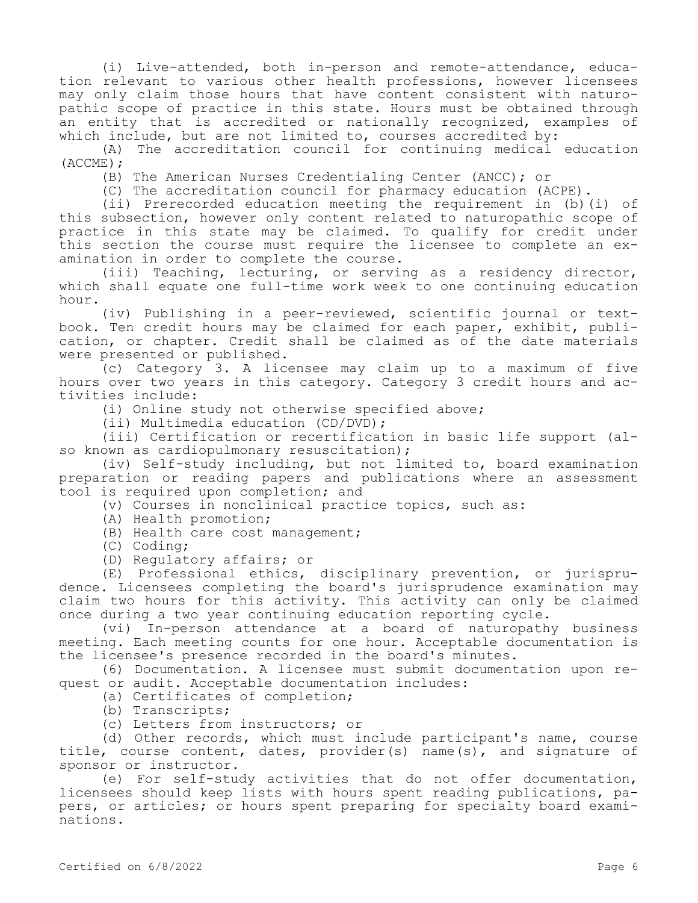(i) Live-attended, both in-person and remote-attendance, education relevant to various other health professions, however licensees may only claim those hours that have content consistent with naturopathic scope of practice in this state. Hours must be obtained through an entity that is accredited or nationally recognized, examples of which include, but are not limited to, courses accredited by:

(A) The accreditation council for continuing medical education (ACCME);

(B) The American Nurses Credentialing Center (ANCC); or

(C) The accreditation council for pharmacy education (ACPE).

(ii) Prerecorded education meeting the requirement in (b)(i) of this subsection, however only content related to naturopathic scope of practice in this state may be claimed. To qualify for credit under this section the course must require the licensee to complete an examination in order to complete the course.

(iii) Teaching, lecturing, or serving as a residency director, which shall equate one full-time work week to one continuing education hour.

(iv) Publishing in a peer-reviewed, scientific journal or textbook. Ten credit hours may be claimed for each paper, exhibit, publication, or chapter. Credit shall be claimed as of the date materials were presented or published.

(c) Category 3. A licensee may claim up to a maximum of five hours over two years in this category. Category 3 credit hours and activities include:

(i) Online study not otherwise specified above;

(ii) Multimedia education (CD/DVD);

(iii) Certification or recertification in basic life support (also known as cardiopulmonary resuscitation);

(iv) Self-study including, but not limited to, board examination preparation or reading papers and publications where an assessment tool is required upon completion; and

(v) Courses in nonclinical practice topics, such as:

(A) Health promotion;

(B) Health care cost management;

(C) Coding;

(D) Regulatory affairs; or

(E) Professional ethics, disciplinary prevention, or jurisprudence. Licensees completing the board's jurisprudence examination may claim two hours for this activity. This activity can only be claimed once during a two year continuing education reporting cycle.

(vi) In-person attendance at a board of naturopathy business meeting. Each meeting counts for one hour. Acceptable documentation is the licensee's presence recorded in the board's minutes.

(6) Documentation. A licensee must submit documentation upon request or audit. Acceptable documentation includes:

(a) Certificates of completion;

(b) Transcripts;

(c) Letters from instructors; or

(d) Other records, which must include participant's name, course title, course content, dates, provider(s) name(s), and signature of sponsor or instructor.

(e) For self-study activities that do not offer documentation, licensees should keep lists with hours spent reading publications, papers, or articles; or hours spent preparing for specialty board examinations.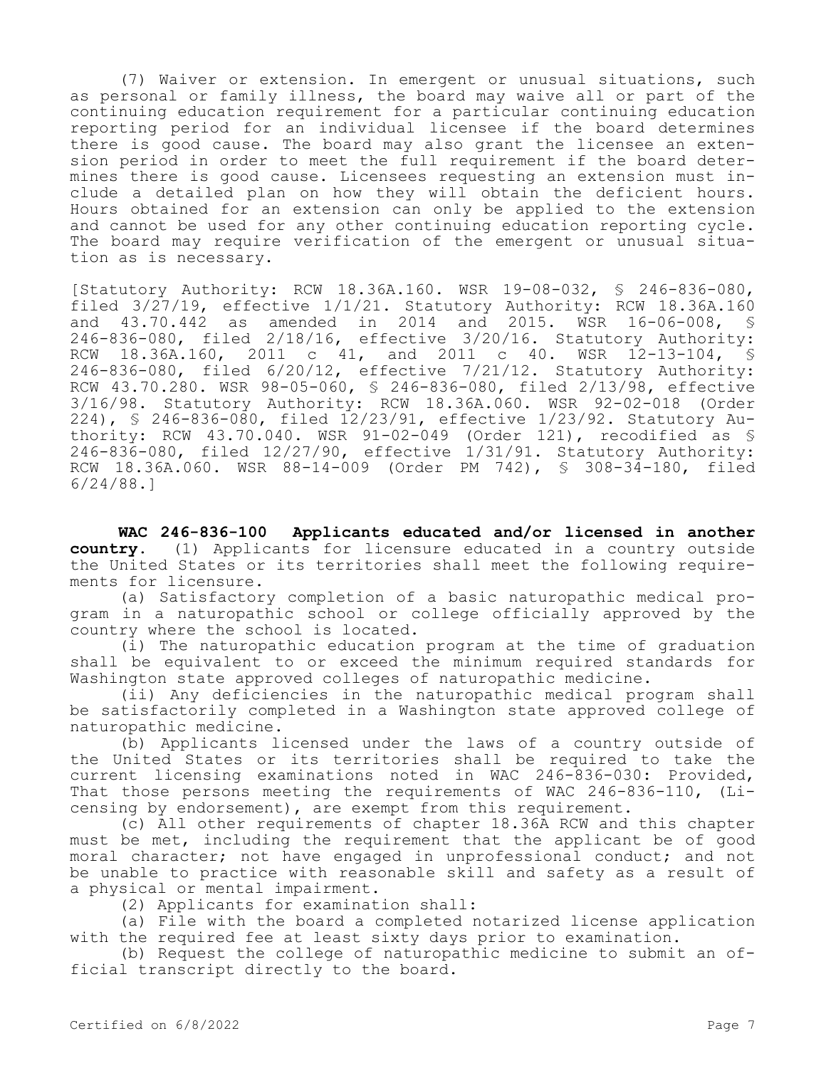(7) Waiver or extension. In emergent or unusual situations, such as personal or family illness, the board may waive all or part of the continuing education requirement for a particular continuing education reporting period for an individual licensee if the board determines there is good cause. The board may also grant the licensee an extension period in order to meet the full requirement if the board determines there is good cause. Licensees requesting an extension must include a detailed plan on how they will obtain the deficient hours. Hours obtained for an extension can only be applied to the extension and cannot be used for any other continuing education reporting cycle. The board may require verification of the emergent or unusual situation as is necessary.

[Statutory Authority: RCW 18.36A.160. WSR 19-08-032, § 246-836-080, filed 3/27/19, effective 1/1/21. Statutory Authority: RCW 18.36A.160 and 43.70.442 as amended in 2014 and 2015. WSR 16-06-008, § 246-836-080, filed 2/18/16, effective 3/20/16. Statutory Authority: RCW 18.36A.160, 2011 c 41, and 2011 c 40. WSR 12-13-104, § 246-836-080, filed 6/20/12, effective 7/21/12. Statutory Authority: RCW 43.70.280. WSR 98-05-060, § 246-836-080, filed 2/13/98, effective 3/16/98. Statutory Authority: RCW 18.36A.060. WSR 92-02-018 (Order 224), § 246-836-080, filed 12/23/91, effective 1/23/92. Statutory Authority: RCW 43.70.040. WSR 91-02-049 (Order 121), recodified as § 246-836-080, filed 12/27/90, effective 1/31/91. Statutory Authority: RCW 18.36A.060. WSR 88-14-009 (Order PM 742), § 308-34-180, filed 6/24/88.]

**WAC 246-836-100 Applicants educated and/or licensed in another country.** (1) Applicants for licensure educated in a country outside the United States or its territories shall meet the following requirements for licensure.

(a) Satisfactory completion of a basic naturopathic medical program in a naturopathic school or college officially approved by the country where the school is located.

(i) The naturopathic education program at the time of graduation shall be equivalent to or exceed the minimum required standards for Washington state approved colleges of naturopathic medicine.

(ii) Any deficiencies in the naturopathic medical program shall be satisfactorily completed in a Washington state approved college of naturopathic medicine.

(b) Applicants licensed under the laws of a country outside of the United States or its territories shall be required to take the current licensing examinations noted in WAC 246-836-030: Provided, That those persons meeting the requirements of WAC 246-836-110, (Licensing by endorsement), are exempt from this requirement.

(c) All other requirements of chapter 18.36A RCW and this chapter must be met, including the requirement that the applicant be of good moral character; not have engaged in unprofessional conduct; and not be unable to practice with reasonable skill and safety as a result of a physical or mental impairment.

(2) Applicants for examination shall:

(a) File with the board a completed notarized license application with the required fee at least sixty days prior to examination.

(b) Request the college of naturopathic medicine to submit an official transcript directly to the board.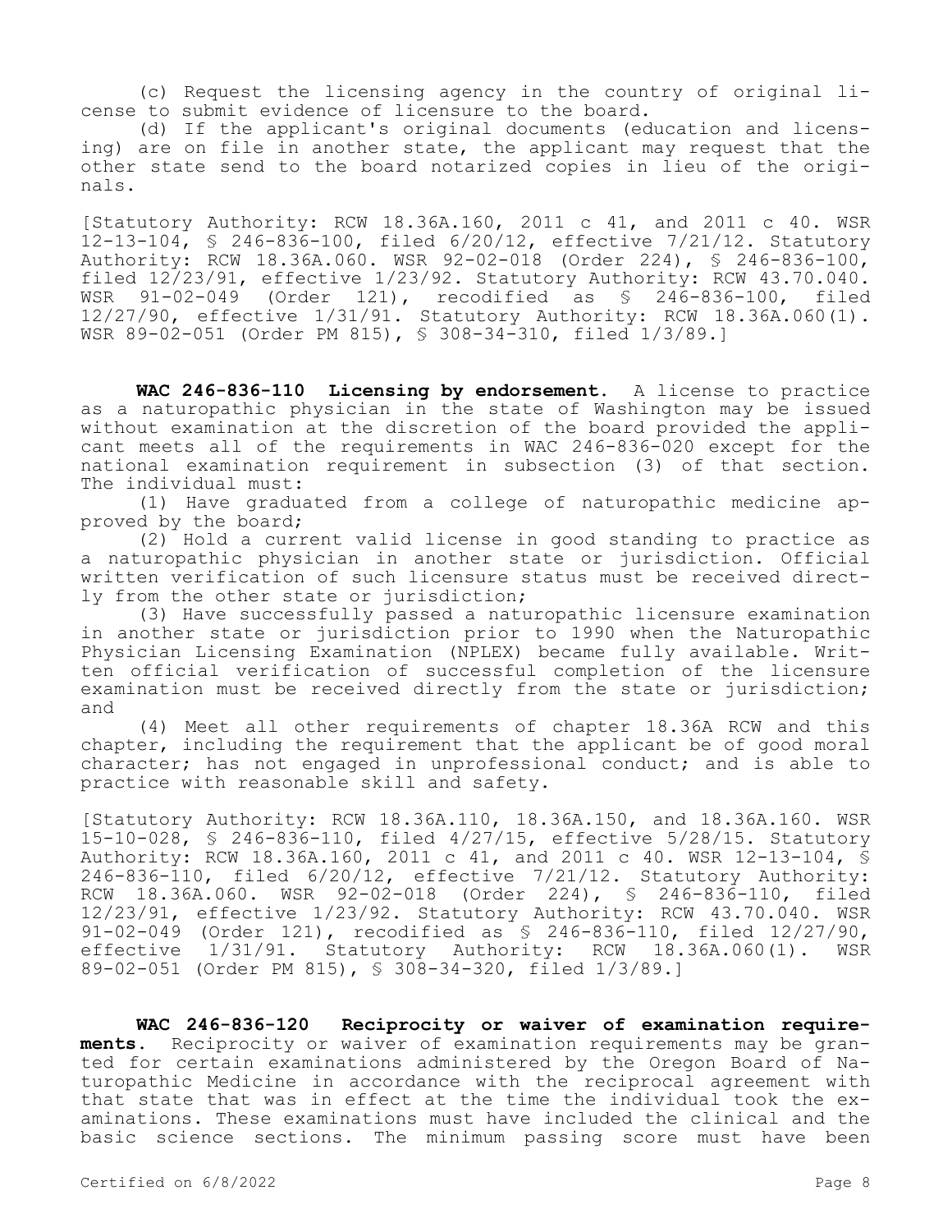(c) Request the licensing agency in the country of original license to submit evidence of licensure to the board.

(d) If the applicant's original documents (education and licensing) are on file in another state, the applicant may request that the other state send to the board notarized copies in lieu of the originals.

[Statutory Authority: RCW 18.36A.160, 2011 c 41, and 2011 c 40. WSR 12-13-104, § 246-836-100, filed 6/20/12, effective 7/21/12. Statutory Authority: RCW 18.36A.060. WSR 92-02-018 (Order 224), § 246-836-100, filed 12/23/91, effective 1/23/92. Statutory Authority: RCW 43.70.040. WSR 91-02-049 (Order 121), recodified as § 246-836-100, filed 12/27/90, effective 1/31/91. Statutory Authority: RCW 18.36A.060(1). WSR 89-02-051 (Order PM 815), § 308-34-310, filed 1/3/89.]

**WAC 246-836-110 Licensing by endorsement.** A license to practice as a naturopathic physician in the state of Washington may be issued without examination at the discretion of the board provided the applicant meets all of the requirements in WAC 246-836-020 except for the national examination requirement in subsection (3) of that section. The individual must:

(1) Have graduated from a college of naturopathic medicine approved by the board;

(2) Hold a current valid license in good standing to practice as a naturopathic physician in another state or jurisdiction. Official written verification of such licensure status must be received directly from the other state or jurisdiction;

(3) Have successfully passed a naturopathic licensure examination in another state or jurisdiction prior to 1990 when the Naturopathic Physician Licensing Examination (NPLEX) became fully available. Written official verification of successful completion of the licensure examination must be received directly from the state or jurisdiction; and

(4) Meet all other requirements of chapter 18.36A RCW and this chapter, including the requirement that the applicant be of good moral character; has not engaged in unprofessional conduct; and is able to practice with reasonable skill and safety.

[Statutory Authority: RCW 18.36A.110, 18.36A.150, and 18.36A.160. WSR 15-10-028, § 246-836-110, filed 4/27/15, effective 5/28/15. Statutory Authority: RCW 18.36A.160, 2011 c 41, and 2011 c 40. WSR 12-13-104, § 246-836-110, filed 6/20/12, effective 7/21/12. Statutory Authority: RCW 18.36A.060. WSR 92-02-018 (Order 224), § 246-836-110, filed 12/23/91, effective 1/23/92. Statutory Authority: RCW 43.70.040. WSR 91-02-049 (Order 121), recodified as § 246-836-110, filed 12/27/90, effective 1/31/91. Statutory Authority: RCW 18.36A.060(1). WSR 89-02-051 (Order PM 815), § 308-34-320, filed 1/3/89.]

**WAC 246-836-120 Reciprocity or waiver of examination requirements.** Reciprocity or waiver of examination requirements may be granted for certain examinations administered by the Oregon Board of Naturopathic Medicine in accordance with the reciprocal agreement with that state that was in effect at the time the individual took the examinations. These examinations must have included the clinical and the basic science sections. The minimum passing score must have been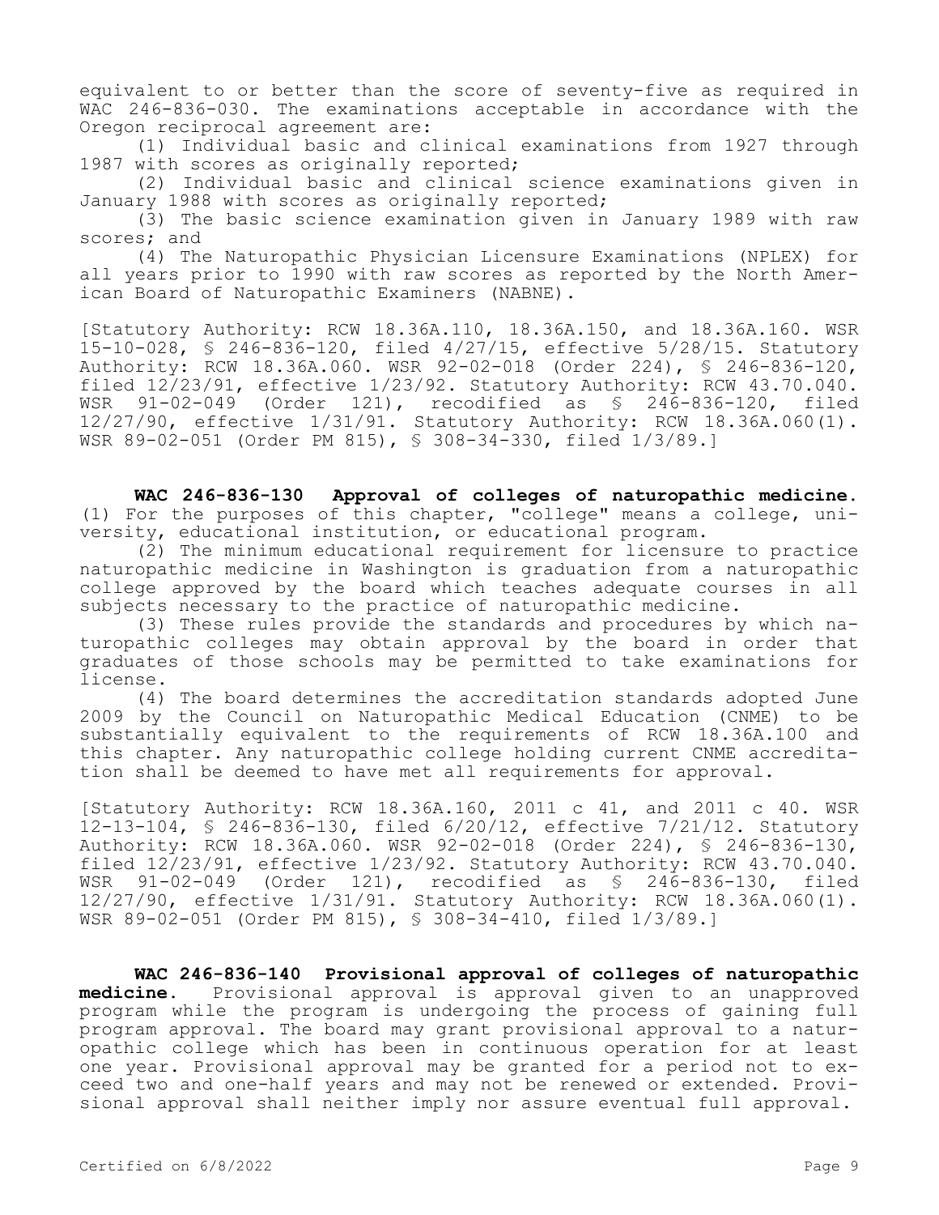equivalent to or better than the score of seventy-five as required in WAC 246-836-030. The examinations acceptable in accordance with the Oregon reciprocal agreement are:

(1) Individual basic and clinical examinations from 1927 through 1987 with scores as originally reported;

(2) Individual basic and clinical science examinations given in January 1988 with scores as originally reported;

(3) The basic science examination given in January 1989 with raw scores; and

(4) The Naturopathic Physician Licensure Examinations (NPLEX) for all years prior to 1990 with raw scores as reported by the North American Board of Naturopathic Examiners (NABNE).

[Statutory Authority: RCW 18.36A.110, 18.36A.150, and 18.36A.160. WSR 15-10-028, § 246-836-120, filed 4/27/15, effective 5/28/15. Statutory Authority: RCW 18.36A.060. WSR 92-02-018 (Order 224), § 246-836-120, filed 12/23/91, effective 1/23/92. Statutory Authority: RCW 43.70.040. WSR 91-02-049 (Order 121), recodified as § 246-836-120, filed 12/27/90, effective 1/31/91. Statutory Authority: RCW 18.36A.060(1). WSR 89-02-051 (Order PM 815), § 308-34-330, filed 1/3/89.]

**WAC 246-836-130 Approval of colleges of naturopathic medicine.** (1) For the purposes of this chapter, "college" means a college, university, educational institution, or educational program.

(2) The minimum educational requirement for licensure to practice naturopathic medicine in Washington is graduation from a naturopathic college approved by the board which teaches adequate courses in all subjects necessary to the practice of naturopathic medicine.

(3) These rules provide the standards and procedures by which naturopathic colleges may obtain approval by the board in order that graduates of those schools may be permitted to take examinations for license.

(4) The board determines the accreditation standards adopted June 2009 by the Council on Naturopathic Medical Education (CNME) to be substantially equivalent to the requirements of RCW 18.36A.100 and this chapter. Any naturopathic college holding current CNME accreditation shall be deemed to have met all requirements for approval.

[Statutory Authority: RCW 18.36A.160, 2011 c 41, and 2011 c 40. WSR 12-13-104, § 246-836-130, filed 6/20/12, effective 7/21/12. Statutory Authority: RCW 18.36A.060. WSR 92-02-018 (Order 224), § 246-836-130, filed 12/23/91, effective 1/23/92. Statutory Authority: RCW 43.70.040. WSR 91-02-049 (Order 121), recodified as § 246-836-130, filed 12/27/90, effective 1/31/91. Statutory Authority: RCW 18.36A.060(1). WSR 89-02-051 (Order PM 815), § 308-34-410, filed 1/3/89.]

**WAC 246-836-140 Provisional approval of colleges of naturopathic medicine.** Provisional approval is approval given to an unapproved program while the program is undergoing the process of gaining full program approval. The board may grant provisional approval to a naturopathic college which has been in continuous operation for at least one year. Provisional approval may be granted for a period not to exceed two and one-half years and may not be renewed or extended. Provisional approval shall neither imply nor assure eventual full approval.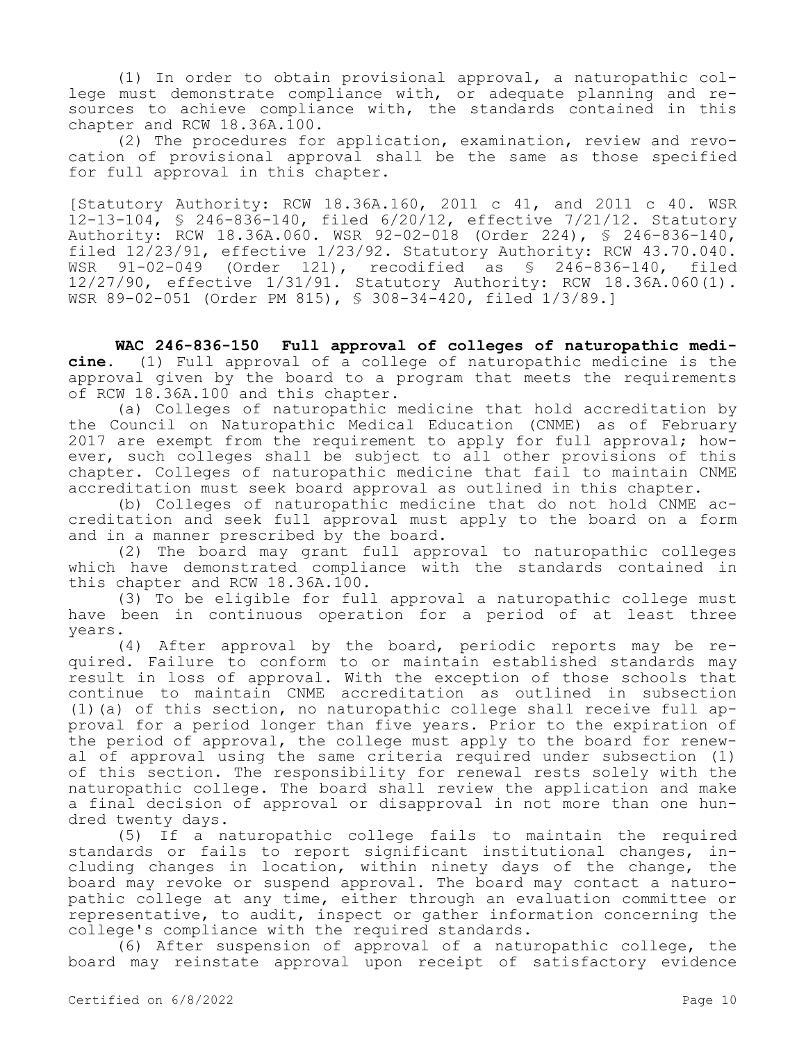(1) In order to obtain provisional approval, a naturopathic college must demonstrate compliance with, or adequate planning and resources to achieve compliance with, the standards contained in this chapter and RCW 18.36A.100.

(2) The procedures for application, examination, review and revocation of provisional approval shall be the same as those specified for full approval in this chapter.

[Statutory Authority: RCW 18.36A.160, 2011 c 41, and 2011 c 40. WSR 12-13-104, § 246-836-140, filed 6/20/12, effective 7/21/12. Statutory Authority: RCW 18.36A.060. WSR 92-02-018 (Order 224), § 246-836-140, filed 12/23/91, effective 1/23/92. Statutory Authority: RCW 43.70.040. WSR 91-02-049 (Order 121), recodified as § 246-836-140, filed 12/27/90, effective 1/31/91. Statutory Authority: RCW 18.36A.060(1). WSR 89-02-051 (Order PM 815), § 308-34-420, filed 1/3/89.]

**WAC 246-836-150 Full approval of colleges of naturopathic medicine.** (1) Full approval of a college of naturopathic medicine is the approval given by the board to a program that meets the requirements of RCW 18.36A.100 and this chapter.

(a) Colleges of naturopathic medicine that hold accreditation by the Council on Naturopathic Medical Education (CNME) as of February 2017 are exempt from the requirement to apply for full approval; however, such colleges shall be subject to all other provisions of this chapter. Colleges of naturopathic medicine that fail to maintain CNME accreditation must seek board approval as outlined in this chapter.

(b) Colleges of naturopathic medicine that do not hold CNME accreditation and seek full approval must apply to the board on a form and in a manner prescribed by the board.

(2) The board may grant full approval to naturopathic colleges which have demonstrated compliance with the standards contained in this chapter and RCW 18.36A.100.

(3) To be eligible for full approval a naturopathic college must have been in continuous operation for a period of at least three years.

(4) After approval by the board, periodic reports may be required. Failure to conform to or maintain established standards may result in loss of approval. With the exception of those schools that continue to maintain CNME accreditation as outlined in subsection (1)(a) of this section, no naturopathic college shall receive full approval for a period longer than five years. Prior to the expiration of the period of approval, the college must apply to the board for renewal of approval using the same criteria required under subsection (1) of this section. The responsibility for renewal rests solely with the naturopathic college. The board shall review the application and make a final decision of approval or disapproval in not more than one hundred twenty days.

(5) If a naturopathic college fails to maintain the required standards or fails to report significant institutional changes, including changes in location, within ninety days of the change, the board may revoke or suspend approval. The board may contact a naturopathic college at any time, either through an evaluation committee or representative, to audit, inspect or gather information concerning the college's compliance with the required standards.

(6) After suspension of approval of a naturopathic college, the board may reinstate approval upon receipt of satisfactory evidence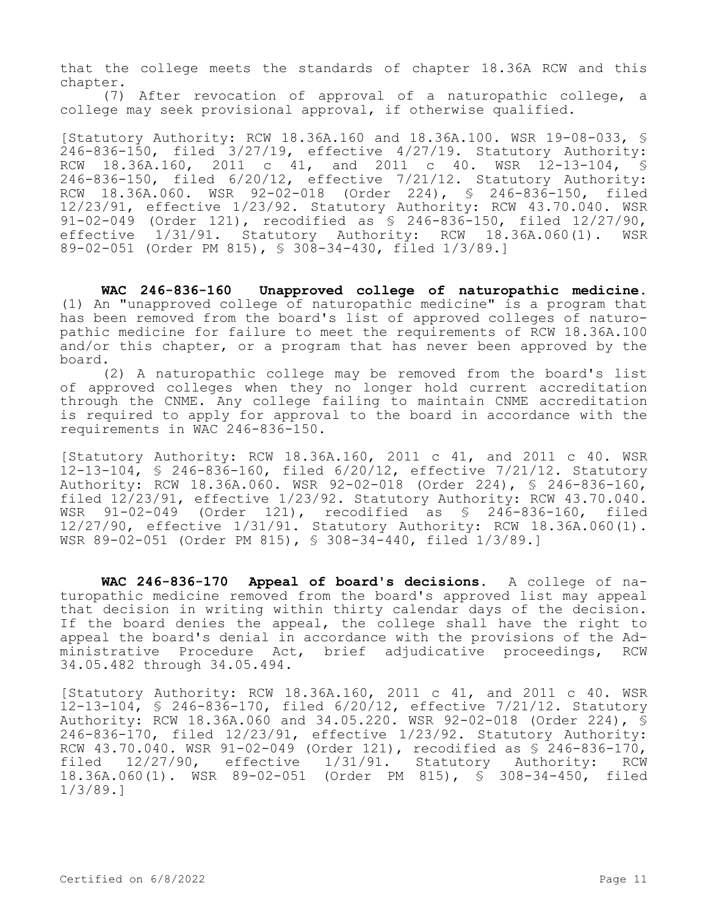that the college meets the standards of chapter 18.36A RCW and this chapter.

(7) After revocation of approval of a naturopathic college, a college may seek provisional approval, if otherwise qualified.

[Statutory Authority: RCW 18.36A.160 and 18.36A.100. WSR 19-08-033, § 246-836-150, filed 3/27/19, effective 4/27/19. Statutory Authority: RCW 18.36A.160, 2011 c 41, and 2011 c 40. WSR 12-13-104, § 246-836-150, filed 6/20/12, effective 7/21/12. Statutory Authority: RCW 18.36A.060. WSR 92-02-018 (Order 224), § 246-836-150, filed 12/23/91, effective 1/23/92. Statutory Authority: RCW 43.70.040. WSR 91-02-049 (Order 121), recodified as § 246-836-150, filed 12/27/90, effective 1/31/91. Statutory Authority: RCW 18.36A.060(1). WSR 89-02-051 (Order PM 815), § 308-34-430, filed 1/3/89.]

**WAC 246-836-160 Unapproved college of naturopathic medicine.** (1) An "unapproved college of naturopathic medicine" is a program that has been removed from the board's list of approved colleges of naturopathic medicine for failure to meet the requirements of RCW 18.36A.100 and/or this chapter, or a program that has never been approved by the board.

(2) A naturopathic college may be removed from the board's list of approved colleges when they no longer hold current accreditation through the CNME. Any college failing to maintain CNME accreditation is required to apply for approval to the board in accordance with the requirements in WAC 246-836-150.

[Statutory Authority: RCW 18.36A.160, 2011 c 41, and 2011 c 40. WSR 12-13-104, § 246-836-160, filed 6/20/12, effective 7/21/12. Statutory Authority: RCW 18.36A.060. WSR 92-02-018 (Order 224), § 246-836-160, filed 12/23/91, effective 1/23/92. Statutory Authority: RCW 43.70.040. WSR 91-02-049 (Order 121), recodified as § 246-836-160, filed 12/27/90, effective 1/31/91. Statutory Authority: RCW 18.36A.060(1). WSR 89-02-051 (Order PM 815), § 308-34-440, filed 1/3/89.]

**WAC 246-836-170 Appeal of board's decisions.** A college of naturopathic medicine removed from the board's approved list may appeal that decision in writing within thirty calendar days of the decision. If the board denies the appeal, the college shall have the right to appeal the board's denial in accordance with the provisions of the Administrative Procedure Act, brief adjudicative proceedings, RCW 34.05.482 through 34.05.494.

[Statutory Authority: RCW 18.36A.160, 2011 c 41, and 2011 c 40. WSR 12-13-104, § 246-836-170, filed 6/20/12, effective 7/21/12. Statutory Authority: RCW 18.36A.060 and 34.05.220. WSR 92-02-018 (Order 224), § 246-836-170, filed 12/23/91, effective 1/23/92. Statutory Authority: RCW 43.70.040. WSR 91-02-049 (Order 121), recodified as § 246-836-170, filed 12/27/90, effective 1/31/91. Statutory Authority: RCW 18.36A.060(1). WSR 89-02-051 (Order PM 815), § 308-34-450, filed 1/3/89.]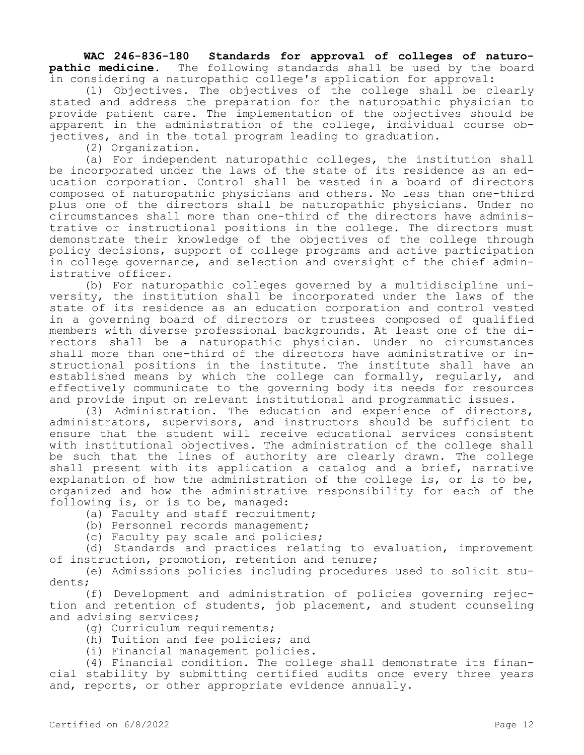**WAC 246-836-180 Standards for approval of colleges of naturopathic medicine.** The following standards shall be used by the board in considering a naturopathic college's application for approval:

(1) Objectives. The objectives of the college shall be clearly stated and address the preparation for the naturopathic physician to provide patient care. The implementation of the objectives should be apparent in the administration of the college, individual course objectives, and in the total program leading to graduation.

(2) Organization.

(a) For independent naturopathic colleges, the institution shall be incorporated under the laws of the state of its residence as an education corporation. Control shall be vested in a board of directors composed of naturopathic physicians and others. No less than one-third plus one of the directors shall be naturopathic physicians. Under no circumstances shall more than one-third of the directors have administrative or instructional positions in the college. The directors must demonstrate their knowledge of the objectives of the college through policy decisions, support of college programs and active participation in college governance, and selection and oversight of the chief administrative officer.

(b) For naturopathic colleges governed by a multidiscipline university, the institution shall be incorporated under the laws of the state of its residence as an education corporation and control vested in a governing board of directors or trustees composed of qualified members with diverse professional backgrounds. At least one of the directors shall be a naturopathic physician. Under no circumstances shall more than one-third of the directors have administrative or instructional positions in the institute. The institute shall have an established means by which the college can formally, regularly, and effectively communicate to the governing body its needs for resources and provide input on relevant institutional and programmatic issues.

(3) Administration. The education and experience of directors, administrators, supervisors, and instructors should be sufficient to ensure that the student will receive educational services consistent with institutional objectives. The administration of the college shall be such that the lines of authority are clearly drawn. The college shall present with its application a catalog and a brief, narrative explanation of how the administration of the college is, or is to be, organized and how the administrative responsibility for each of the following is, or is to be, managed:

(a) Faculty and staff recruitment;

(b) Personnel records management;

(c) Faculty pay scale and policies;

(d) Standards and practices relating to evaluation, improvement of instruction, promotion, retention and tenure;

(e) Admissions policies including procedures used to solicit students;

(f) Development and administration of policies governing rejection and retention of students, job placement, and student counseling and advising services;

(g) Curriculum requirements;

(h) Tuition and fee policies; and

(i) Financial management policies.

(4) Financial condition. The college shall demonstrate its financial stability by submitting certified audits once every three years and, reports, or other appropriate evidence annually.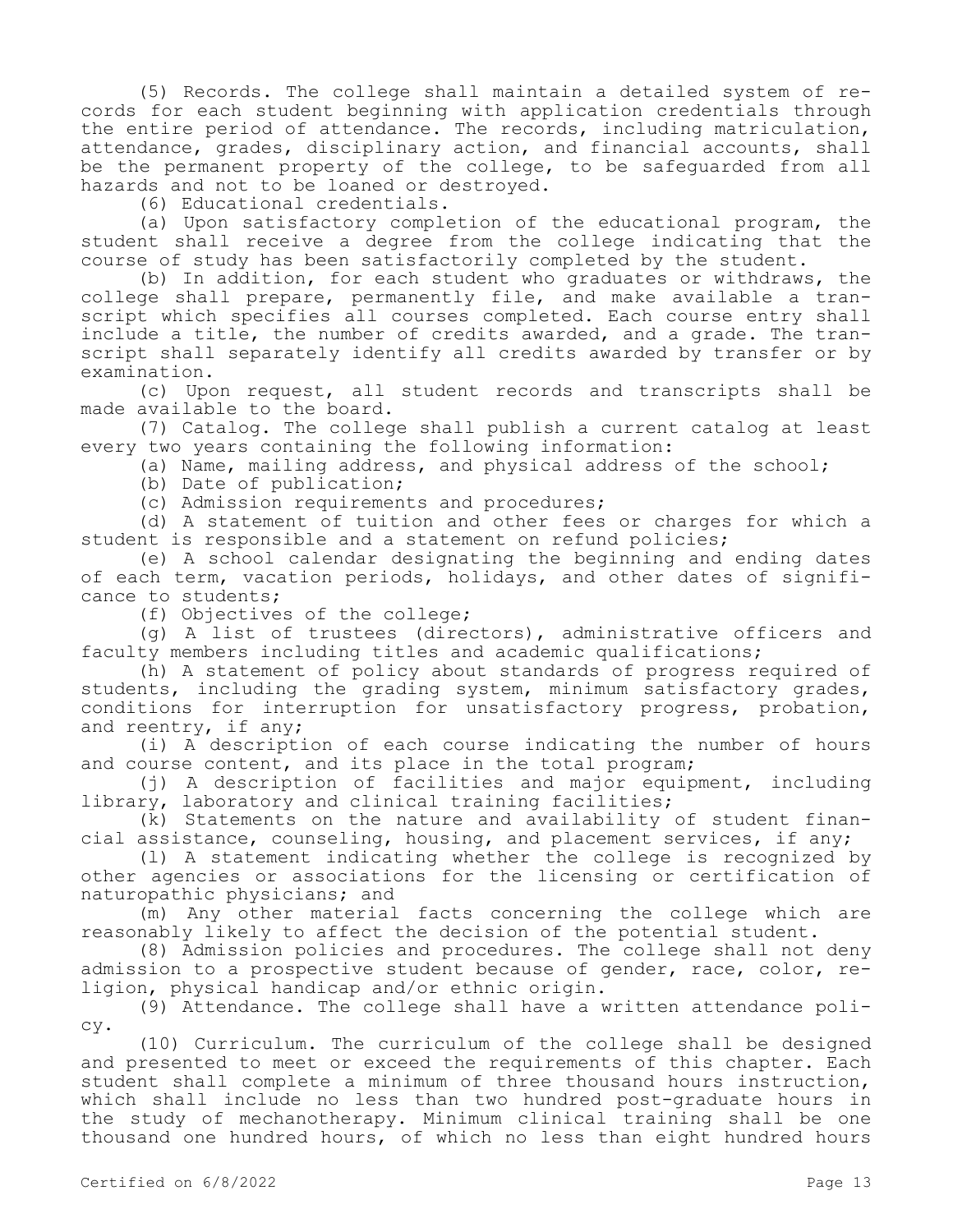(5) Records. The college shall maintain a detailed system of records for each student beginning with application credentials through the entire period of attendance. The records, including matriculation, attendance, grades, disciplinary action, and financial accounts, shall be the permanent property of the college, to be safeguarded from all hazards and not to be loaned or destroyed.

(6) Educational credentials.

(a) Upon satisfactory completion of the educational program, the student shall receive a degree from the college indicating that the course of study has been satisfactorily completed by the student.

(b) In addition, for each student who graduates or withdraws, the college shall prepare, permanently file, and make available a transcript which specifies all courses completed. Each course entry shall include a title, the number of credits awarded, and a grade. The transcript shall separately identify all credits awarded by transfer or by examination.

(c) Upon request, all student records and transcripts shall be made available to the board.

(7) Catalog. The college shall publish a current catalog at least every two years containing the following information:

(a) Name, mailing address, and physical address of the school;

(b) Date of publication;

(c) Admission requirements and procedures;

(d) A statement of tuition and other fees or charges for which a student is responsible and a statement on refund policies;

(e) A school calendar designating the beginning and ending dates of each term, vacation periods, holidays, and other dates of significance to students;

(f) Objectives of the college;

(g) A list of trustees (directors), administrative officers and faculty members including titles and academic qualifications;

(h) A statement of policy about standards of progress required of students, including the grading system, minimum satisfactory grades, conditions for interruption for unsatisfactory progress, probation, and reentry, if any;

(i) A description of each course indicating the number of hours and course content, and its place in the total program;

(j) A description of facilities and major equipment, including library, laboratory and clinical training facilities;

(k) Statements on the nature and availability of student financial assistance, counseling, housing, and placement services, if any;

(l) A statement indicating whether the college is recognized by other agencies or associations for the licensing or certification of naturopathic physicians; and

(m) Any other material facts concerning the college which are reasonably likely to affect the decision of the potential student.

(8) Admission policies and procedures. The college shall not deny admission to a prospective student because of gender, race, color, religion, physical handicap and/or ethnic origin.

(9) Attendance. The college shall have a written attendance policy.

(10) Curriculum. The curriculum of the college shall be designed and presented to meet or exceed the requirements of this chapter. Each student shall complete a minimum of three thousand hours instruction, which shall include no less than two hundred post-graduate hours in the study of mechanotherapy. Minimum clinical training shall be one thousand one hundred hours, of which no less than eight hundred hours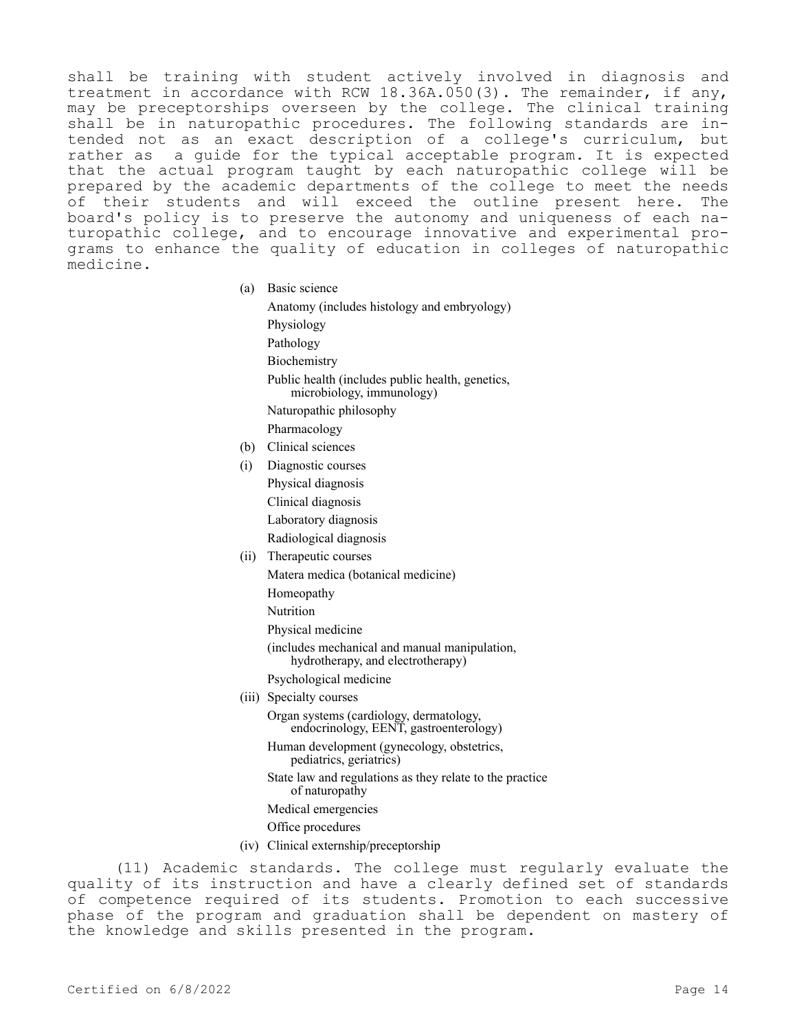shall be training with student actively involved in diagnosis and treatment in accordance with RCW 18.36A.050(3). The remainder, if any, may be preceptorships overseen by the college. The clinical training shall be in naturopathic procedures. The following standards are intended not as an exact description of a college's curriculum, but rather as a guide for the typical acceptable program. It is expected that the actual program taught by each naturopathic college will be prepared by the academic departments of the college to meet the needs of their students and will exceed the outline present here. The board's policy is to preserve the autonomy and uniqueness of each naturopathic college, and to encourage innovative and experimental programs to enhance the quality of education in colleges of naturopathic medicine.

(a) Basic science

- Anatomy (includes histology and embryology)
- Physiology
- Pathology
- Biochemistry
- Public health (includes public health, genetics, microbiology, immunology)
- Naturopathic philosophy
- Pharmacology

(b) Clinical sciences

(i) Diagnostic courses

- Physical diagnosis
- Clinical diagnosis
- Laboratory diagnosis
- Radiological diagnosis

(ii) Therapeutic courses

- Matera medica (botanical medicine)
- Homeopathy
- Nutrition
- Physical medicine
- (includes mechanical and manual manipulation, hydrotherapy, and electrotherapy)
- Psychological medicine

(iii) Specialty courses

- Organ systems (cardiology, dermatology, endocrinology, EENT, gastroenterology)
- Human development (gynecology, obstetrics, pediatrics, geriatrics)
- State law and regulations as they relate to the practice of naturopathy
- Medical emergencies
- Office procedures

(iv) Clinical externship/preceptorship

(11) Academic standards. The college must regularly evaluate the quality of its instruction and have a clearly defined set of standards of competence required of its students. Promotion to each successive phase of the program and graduation shall be dependent on mastery of the knowledge and skills presented in the program.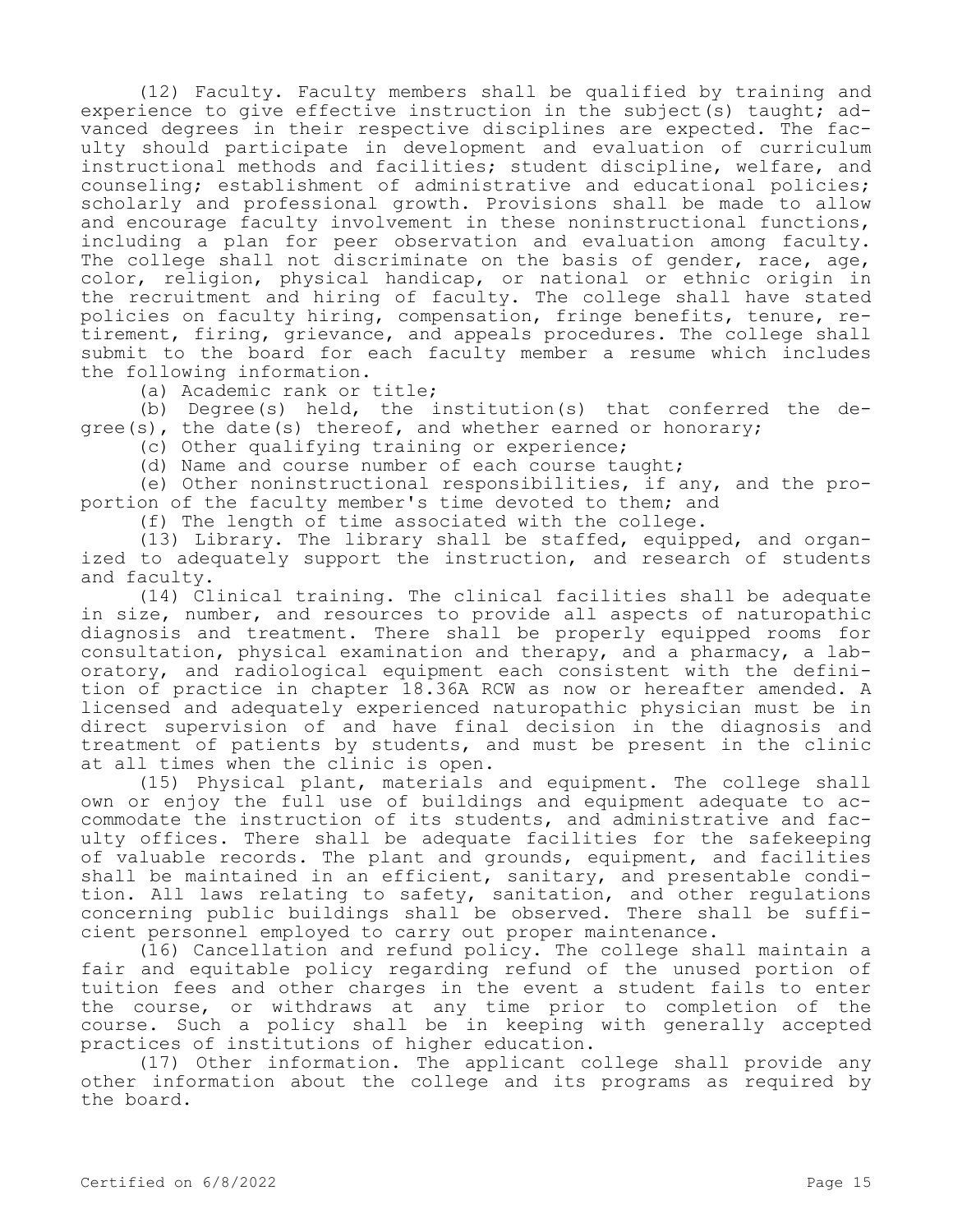(12) Faculty. Faculty members shall be qualified by training and experience to give effective instruction in the subject(s) taught; advanced degrees in their respective disciplines are expected. The faculty should participate in development and evaluation of curriculum instructional methods and facilities; student discipline, welfare, and counseling; establishment of administrative and educational policies; scholarly and professional growth. Provisions shall be made to allow and encourage faculty involvement in these noninstructional functions, including a plan for peer observation and evaluation among faculty. The college shall not discriminate on the basis of gender, race, age, color, religion, physical handicap, or national or ethnic origin in the recruitment and hiring of faculty. The college shall have stated policies on faculty hiring, compensation, fringe benefits, tenure, retirement, firing, grievance, and appeals procedures. The college shall submit to the board for each faculty member a resume which includes the following information.

(a) Academic rank or title;

(b) Degree(s) held, the institution(s) that conferred the degree(s), the date(s) thereof, and whether earned or honorary;

(c) Other qualifying training or experience;

(d) Name and course number of each course taught;

(e) Other noninstructional responsibilities, if any, and the proportion of the faculty member's time devoted to them; and

(f) The length of time associated with the college.

(13) Library. The library shall be staffed, equipped, and organized to adequately support the instruction, and research of students and faculty.

(14) Clinical training. The clinical facilities shall be adequate in size, number, and resources to provide all aspects of naturopathic diagnosis and treatment. There shall be properly equipped rooms for consultation, physical examination and therapy, and a pharmacy, a laboratory, and radiological equipment each consistent with the definition of practice in chapter 18.36A RCW as now or hereafter amended. A licensed and adequately experienced naturopathic physician must be in direct supervision of and have final decision in the diagnosis and treatment of patients by students, and must be present in the clinic at all times when the clinic is open.

(15) Physical plant, materials and equipment. The college shall own or enjoy the full use of buildings and equipment adequate to accommodate the instruction of its students, and administrative and faculty offices. There shall be adequate facilities for the safekeeping of valuable records. The plant and grounds, equipment, and facilities shall be maintained in an efficient, sanitary, and presentable condition. All laws relating to safety, sanitation, and other regulations concerning public buildings shall be observed. There shall be sufficient personnel employed to carry out proper maintenance.

(16) Cancellation and refund policy. The college shall maintain a fair and equitable policy regarding refund of the unused portion of tuition fees and other charges in the event a student fails to enter the course, or withdraws at any time prior to completion of the course. Such a policy shall be in keeping with generally accepted practices of institutions of higher education.

(17) Other information. The applicant college shall provide any other information about the college and its programs as required by the board.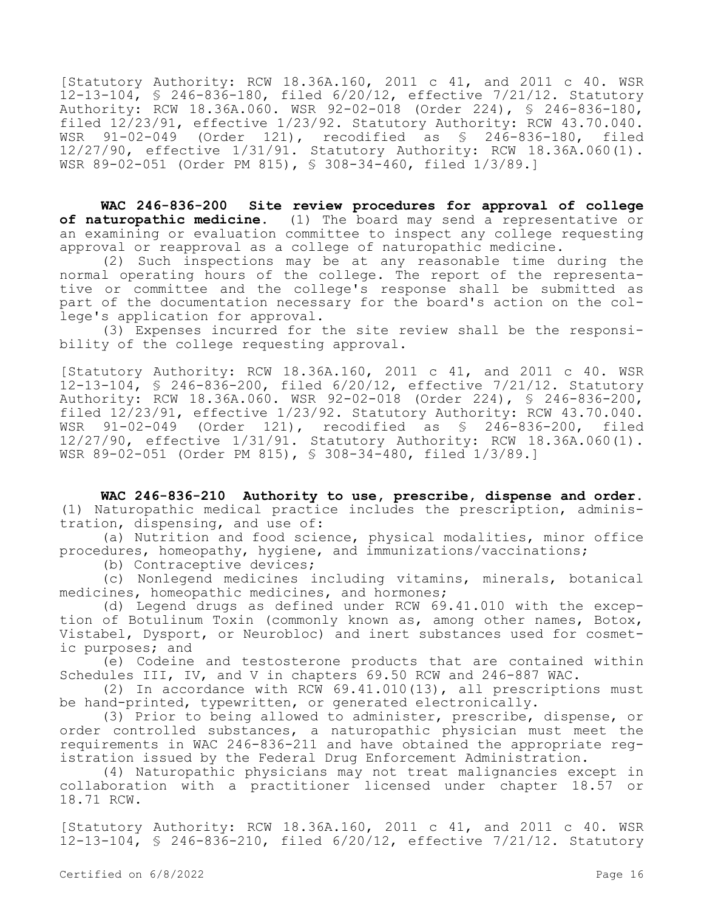[Statutory Authority: RCW 18.36A.160, 2011 c 41, and 2011 c 40. WSR 12-13-104, § 246-836-180, filed 6/20/12, effective 7/21/12. Statutory Authority: RCW 18.36A.060. WSR 92-02-018 (Order 224), § 246-836-180, filed 12/23/91, effective 1/23/92. Statutory Authority: RCW 43.70.040. WSR 91-02-049 (Order 121), recodified as § 246-836-180, filed 12/27/90, effective 1/31/91. Statutory Authority: RCW 18.36A.060(1). WSR 89-02-051 (Order PM 815), § 308-34-460, filed 1/3/89.]

**WAC 246-836-200 Site review procedures for approval of college of naturopathic medicine.** (1) The board may send a representative or an examining or evaluation committee to inspect any college requesting approval or reapproval as a college of naturopathic medicine.

(2) Such inspections may be at any reasonable time during the normal operating hours of the college. The report of the representative or committee and the college's response shall be submitted as part of the documentation necessary for the board's action on the college's application for approval.

(3) Expenses incurred for the site review shall be the responsibility of the college requesting approval.

[Statutory Authority: RCW 18.36A.160, 2011 c 41, and 2011 c 40. WSR 12-13-104, § 246-836-200, filed 6/20/12, effective 7/21/12. Statutory Authority: RCW 18.36A.060. WSR 92-02-018 (Order 224), § 246-836-200, filed 12/23/91, effective 1/23/92. Statutory Authority: RCW 43.70.040. WSR 91-02-049 (Order 121), recodified as § 246-836-200, filed 12/27/90, effective 1/31/91. Statutory Authority: RCW 18.36A.060(1). WSR 89-02-051 (Order PM 815), § 308-34-480, filed 1/3/89.]

**WAC 246-836-210 Authority to use, prescribe, dispense and order.** (1) Naturopathic medical practice includes the prescription, administration, dispensing, and use of:

(a) Nutrition and food science, physical modalities, minor office procedures, homeopathy, hygiene, and immunizations/vaccinations;

(b) Contraceptive devices;

(c) Nonlegend medicines including vitamins, minerals, botanical medicines, homeopathic medicines, and hormones;

(d) Legend drugs as defined under RCW 69.41.010 with the exception of Botulinum Toxin (commonly known as, among other names, Botox, Vistabel, Dysport, or Neurobloc) and inert substances used for cosmetic purposes; and

(e) Codeine and testosterone products that are contained within Schedules III, IV, and V in chapters 69.50 RCW and 246-887 WAC.

(2) In accordance with RCW 69.41.010(13), all prescriptions must be hand-printed, typewritten, or generated electronically.

(3) Prior to being allowed to administer, prescribe, dispense, or order controlled substances, a naturopathic physician must meet the requirements in WAC 246-836-211 and have obtained the appropriate registration issued by the Federal Drug Enforcement Administration.

(4) Naturopathic physicians may not treat malignancies except in collaboration with a practitioner licensed under chapter 18.57 or 18.71 RCW.

[Statutory Authority: RCW 18.36A.160, 2011 c 41, and 2011 c 40. WSR 12-13-104, § 246-836-210, filed 6/20/12, effective 7/21/12. Statutory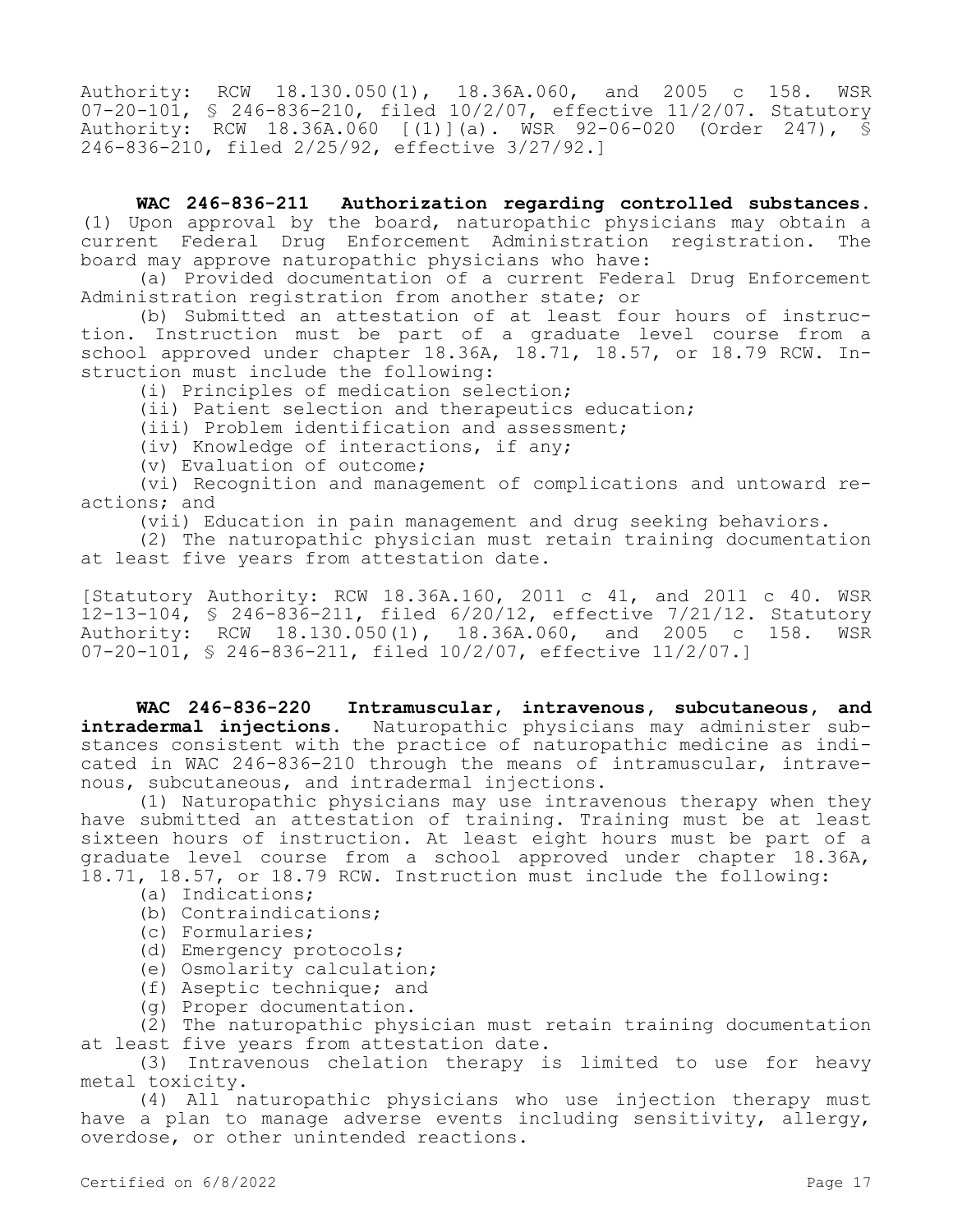Authority: RCW 18.130.050(1), 18.36A.060, and 2005 c 158. WSR 07-20-101, § 246-836-210, filed 10/2/07, effective 11/2/07. Statutory Authority: RCW 18.36A.060 [(1)](a). WSR 92-06-020 (Order 247), § 246-836-210, filed 2/25/92, effective 3/27/92.]

**WAC 246-836-211 Authorization regarding controlled substances.** (1) Upon approval by the board, naturopathic physicians may obtain a current Federal Drug Enforcement Administration registration. The board may approve naturopathic physicians who have:

(a) Provided documentation of a current Federal Drug Enforcement Administration registration from another state; or

(b) Submitted an attestation of at least four hours of instruction. Instruction must be part of a graduate level course from a school approved under chapter 18.36A, 18.71, 18.57, or 18.79 RCW. Instruction must include the following:

(i) Principles of medication selection;

(ii) Patient selection and therapeutics education;

(iii) Problem identification and assessment;

(iv) Knowledge of interactions, if any;

(v) Evaluation of outcome;

(vi) Recognition and management of complications and untoward reactions; and

(vii) Education in pain management and drug seeking behaviors.

(2) The naturopathic physician must retain training documentation at least five years from attestation date.

[Statutory Authority: RCW 18.36A.160, 2011 c 41, and 2011 c 40. WSR 12-13-104, § 246-836-211, filed 6/20/12, effective 7/21/12. Statutory Authority: RCW 18.130.050(1), 18.36A.060, and 2005 c 158. WSR 07-20-101, § 246-836-211, filed 10/2/07, effective 11/2/07.]

**WAC 246-836-220 Intramuscular, intravenous, subcutaneous, and intradermal injections.** Naturopathic physicians may administer substances consistent with the practice of naturopathic medicine as indicated in WAC 246-836-210 through the means of intramuscular, intravenous, subcutaneous, and intradermal injections.

(1) Naturopathic physicians may use intravenous therapy when they have submitted an attestation of training. Training must be at least sixteen hours of instruction. At least eight hours must be part of a graduate level course from a school approved under chapter 18.36A, 18.71, 18.57, or 18.79 RCW. Instruction must include the following:

(a) Indications;

(b) Contraindications;

(c) Formularies;

(d) Emergency protocols;

(e) Osmolarity calculation;

(f) Aseptic technique; and

(g) Proper documentation.

(2) The naturopathic physician must retain training documentation at least five years from attestation date.

(3) Intravenous chelation therapy is limited to use for heavy metal toxicity.

(4) All naturopathic physicians who use injection therapy must have a plan to manage adverse events including sensitivity, allergy, overdose, or other unintended reactions.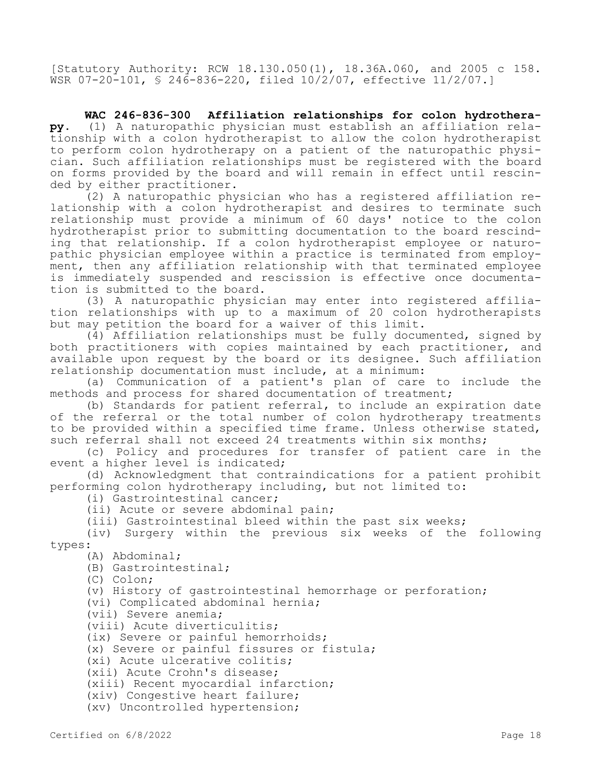[Statutory Authority: RCW 18.130.050(1), 18.36A.060, and 2005 c 158. WSR 07-20-101, § 246-836-220, filed 10/2/07, effective 11/2/07.]

**WAC 246-836-300 Affiliation relationships for colon hydrotherapy.** (1) A naturopathic physician must establish an affiliation relationship with a colon hydrotherapist to allow the colon hydrotherapist to perform colon hydrotherapy on a patient of the naturopathic physician. Such affiliation relationships must be registered with the board on forms provided by the board and will remain in effect until rescinded by either practitioner.

(2) A naturopathic physician who has a registered affiliation relationship with a colon hydrotherapist and desires to terminate such relationship must provide a minimum of 60 days' notice to the colon hydrotherapist prior to submitting documentation to the board rescinding that relationship. If a colon hydrotherapist employee or naturopathic physician employee within a practice is terminated from employment, then any affiliation relationship with that terminated employee is immediately suspended and rescission is effective once documentation is submitted to the board.

(3) A naturopathic physician may enter into registered affiliation relationships with up to a maximum of 20 colon hydrotherapists but may petition the board for a waiver of this limit.

(4) Affiliation relationships must be fully documented, signed by both practitioners with copies maintained by each practitioner, and available upon request by the board or its designee. Such affiliation relationship documentation must include, at a minimum:

(a) Communication of a patient's plan of care to include the methods and process for shared documentation of treatment;

(b) Standards for patient referral, to include an expiration date of the referral or the total number of colon hydrotherapy treatments to be provided within a specified time frame. Unless otherwise stated, such referral shall not exceed 24 treatments within six months;

(c) Policy and procedures for transfer of patient care in the event a higher level is indicated;

(d) Acknowledgment that contraindications for a patient prohibit performing colon hydrotherapy including, but not limited to:

(i) Gastrointestinal cancer;

(ii) Acute or severe abdominal pain;

(iii) Gastrointestinal bleed within the past six weeks;

(iv) Surgery within the previous six weeks of the following types:

(A) Abdominal;

(B) Gastrointestinal;

(C) Colon;

(v) History of gastrointestinal hemorrhage or perforation;

(vi) Complicated abdominal hernia;

(vii) Severe anemia;

(viii) Acute diverticulitis;

(ix) Severe or painful hemorrhoids;

(x) Severe or painful fissures or fistula;

(xi) Acute ulcerative colitis;

(xii) Acute Crohn's disease;

(xiii) Recent myocardial infarction;

(xiv) Congestive heart failure;

(xv) Uncontrolled hypertension;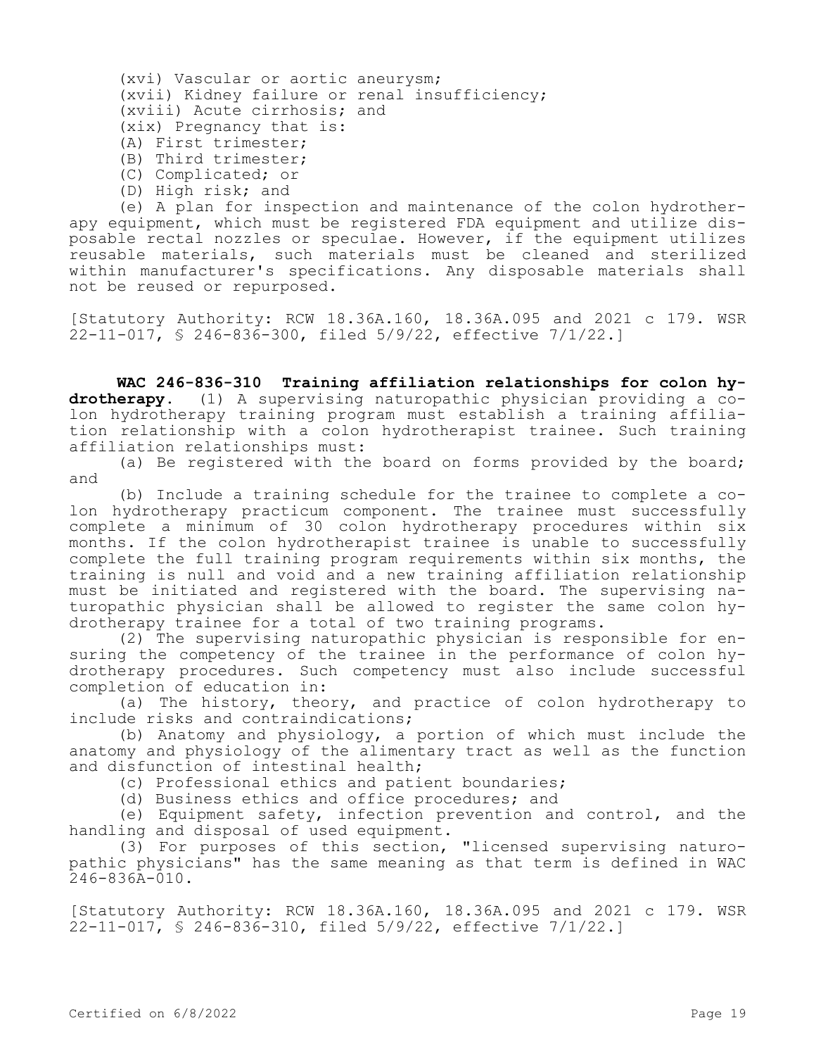(xvi) Vascular or aortic aneurysm;

(xvii) Kidney failure or renal insufficiency;

(xviii) Acute cirrhosis; and

(xix) Pregnancy that is:

(A) First trimester;

(B) Third trimester;

(C) Complicated; or

(D) High risk; and

(e) A plan for inspection and maintenance of the colon hydrotherapy equipment, which must be registered FDA equipment and utilize disposable rectal nozzles or speculae. However, if the equipment utilizes reusable materials, such materials must be cleaned and sterilized within manufacturer's specifications. Any disposable materials shall not be reused or repurposed.

[Statutory Authority: RCW 18.36A.160, 18.36A.095 and 2021 c 179. WSR 22-11-017, § 246-836-300, filed 5/9/22, effective 7/1/22.]

**WAC 246-836-310 Training affiliation relationships for colon hydrotherapy.** (1) A supervising naturopathic physician providing a colon hydrotherapy training program must establish a training affiliation relationship with a colon hydrotherapist trainee. Such training affiliation relationships must:

(a) Be registered with the board on forms provided by the board; and

(b) Include a training schedule for the trainee to complete a colon hydrotherapy practicum component. The trainee must successfully complete a minimum of 30 colon hydrotherapy procedures within six months. If the colon hydrotherapist trainee is unable to successfully complete the full training program requirements within six months, the training is null and void and a new training affiliation relationship must be initiated and registered with the board. The supervising naturopathic physician shall be allowed to register the same colon hydrotherapy trainee for a total of two training programs.

(2) The supervising naturopathic physician is responsible for ensuring the competency of the trainee in the performance of colon hydrotherapy procedures. Such competency must also include successful completion of education in:

(a) The history, theory, and practice of colon hydrotherapy to include risks and contraindications;

(b) Anatomy and physiology, a portion of which must include the anatomy and physiology of the alimentary tract as well as the function and disfunction of intestinal health;

(c) Professional ethics and patient boundaries;

(d) Business ethics and office procedures; and

(e) Equipment safety, infection prevention and control, and the handling and disposal of used equipment.

(3) For purposes of this section, "licensed supervising naturopathic physicians" has the same meaning as that term is defined in WAC 246-836A-010.

[Statutory Authority: RCW 18.36A.160, 18.36A.095 and 2021 c 179. WSR 22-11-017, § 246-836-310, filed 5/9/22, effective 7/1/22.]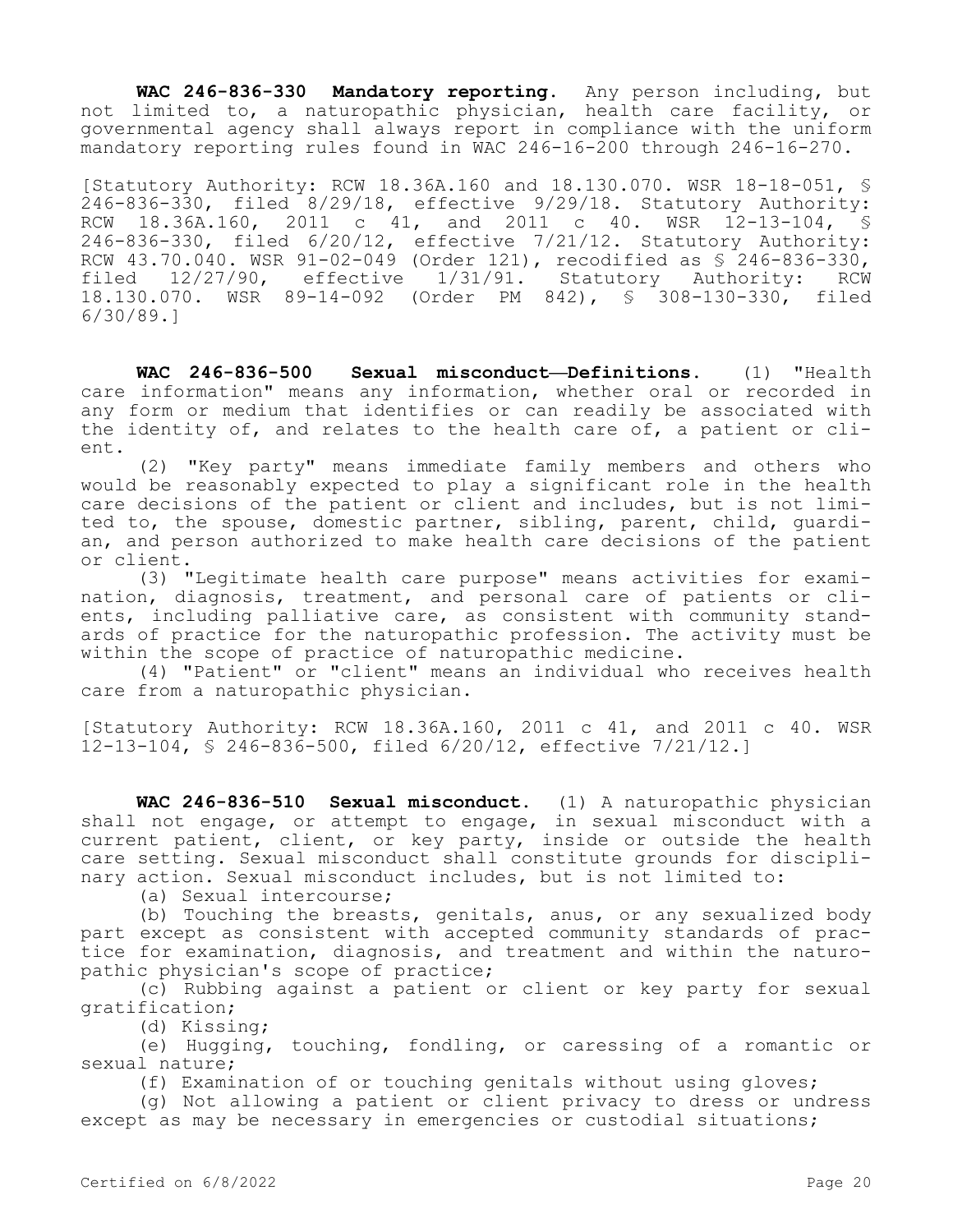**WAC 246-836-330 Mandatory reporting.** Any person including, but not limited to, a naturopathic physician, health care facility, or governmental agency shall always report in compliance with the uniform mandatory reporting rules found in WAC 246-16-200 through 246-16-270.

[Statutory Authority: RCW 18.36A.160 and 18.130.070. WSR 18-18-051, § 246-836-330, filed 8/29/18, effective 9/29/18. Statutory Authority: RCW 18.36A.160, 2011 c 41, and 2011 c 40. WSR 12-13-104, § 246-836-330, filed 6/20/12, effective 7/21/12. Statutory Authority: RCW 43.70.040. WSR 91-02-049 (Order 121), recodified as § 246-836-330, filed 12/27/90, effective 1/31/91. Statutory Authority: RCW 18.130.070. WSR 89-14-092 (Order PM 842), § 308-130-330, filed 6/30/89.]

**WAC 246-836-500 Sexual misconduct—Definitions.** (1) "Health care information" means any information, whether oral or recorded in any form or medium that identifies or can readily be associated with the identity of, and relates to the health care of, a patient or client.

(2) "Key party" means immediate family members and others who would be reasonably expected to play a significant role in the health care decisions of the patient or client and includes, but is not limited to, the spouse, domestic partner, sibling, parent, child, guardian, and person authorized to make health care decisions of the patient or client.

(3) "Legitimate health care purpose" means activities for examination, diagnosis, treatment, and personal care of patients or clients, including palliative care, as consistent with community standards of practice for the naturopathic profession. The activity must be within the scope of practice of naturopathic medicine.

(4) "Patient" or "client" means an individual who receives health care from a naturopathic physician.

[Statutory Authority: RCW 18.36A.160, 2011 c 41, and 2011 c 40. WSR 12-13-104, § 246-836-500, filed 6/20/12, effective 7/21/12.]

**WAC 246-836-510 Sexual misconduct.** (1) A naturopathic physician shall not engage, or attempt to engage, in sexual misconduct with a current patient, client, or key party, inside or outside the health care setting. Sexual misconduct shall constitute grounds for disciplinary action. Sexual misconduct includes, but is not limited to:

(a) Sexual intercourse;

(b) Touching the breasts, genitals, anus, or any sexualized body part except as consistent with accepted community standards of practice for examination, diagnosis, and treatment and within the naturopathic physician's scope of practice;

(c) Rubbing against a patient or client or key party for sexual gratification;

(d) Kissing;

(e) Hugging, touching, fondling, or caressing of a romantic or sexual nature;

(f) Examination of or touching genitals without using gloves;

(g) Not allowing a patient or client privacy to dress or undress except as may be necessary in emergencies or custodial situations;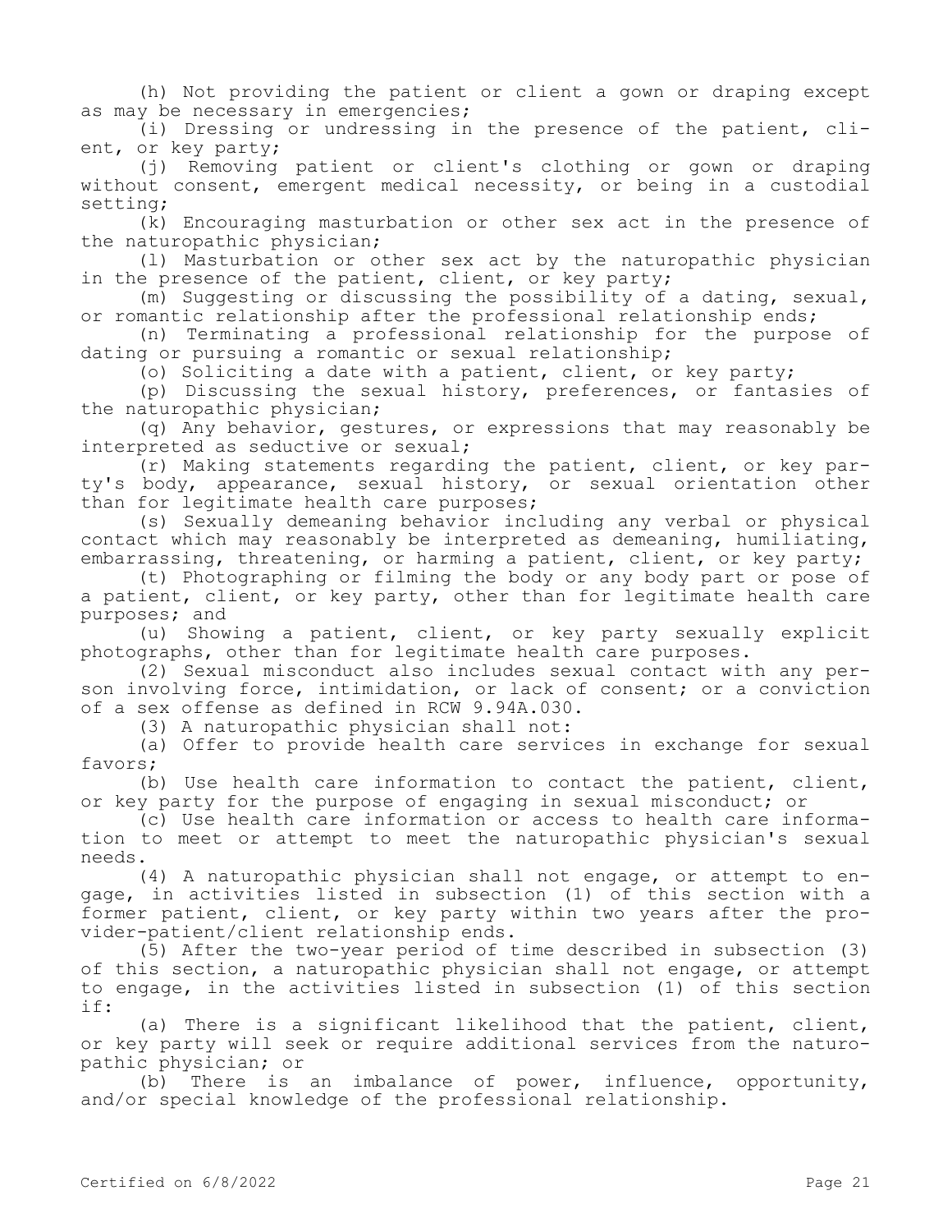(h) Not providing the patient or client a gown or draping except as may be necessary in emergencies;

(i) Dressing or undressing in the presence of the patient, client, or key party;

(j) Removing patient or client's clothing or gown or draping without consent, emergent medical necessity, or being in a custodial setting;

(k) Encouraging masturbation or other sex act in the presence of the naturopathic physician;

(l) Masturbation or other sex act by the naturopathic physician in the presence of the patient, client, or key party;

(m) Suggesting or discussing the possibility of a dating, sexual, or romantic relationship after the professional relationship ends;

(n) Terminating a professional relationship for the purpose of dating or pursuing a romantic or sexual relationship;

(o) Soliciting a date with a patient, client, or key party;

(p) Discussing the sexual history, preferences, or fantasies of the naturopathic physician;

(q) Any behavior, gestures, or expressions that may reasonably be interpreted as seductive or sexual;

(r) Making statements regarding the patient, client, or key party's body, appearance, sexual history, or sexual orientation other than for legitimate health care purposes;

(s) Sexually demeaning behavior including any verbal or physical contact which may reasonably be interpreted as demeaning, humiliating, embarrassing, threatening, or harming a patient, client, or key party;

(t) Photographing or filming the body or any body part or pose of a patient, client, or key party, other than for legitimate health care purposes; and

(u) Showing a patient, client, or key party sexually explicit photographs, other than for legitimate health care purposes.

(2) Sexual misconduct also includes sexual contact with any person involving force, intimidation, or lack of consent; or a conviction of a sex offense as defined in RCW 9.94A.030.

(3) A naturopathic physician shall not:

(a) Offer to provide health care services in exchange for sexual favors;

(b) Use health care information to contact the patient, client, or key party for the purpose of engaging in sexual misconduct; or

(c) Use health care information or access to health care information to meet or attempt to meet the naturopathic physician's sexual needs.

(4) A naturopathic physician shall not engage, or attempt to engage, in activities listed in subsection (1) of this section with a former patient, client, or key party within two years after the provider-patient/client relationship ends.

(5) After the two-year period of time described in subsection (3) of this section, a naturopathic physician shall not engage, or attempt to engage, in the activities listed in subsection (1) of this section if:

(a) There is a significant likelihood that the patient, client, or key party will seek or require additional services from the naturopathic physician; or

(b) There is an imbalance of power, influence, opportunity, and/or special knowledge of the professional relationship.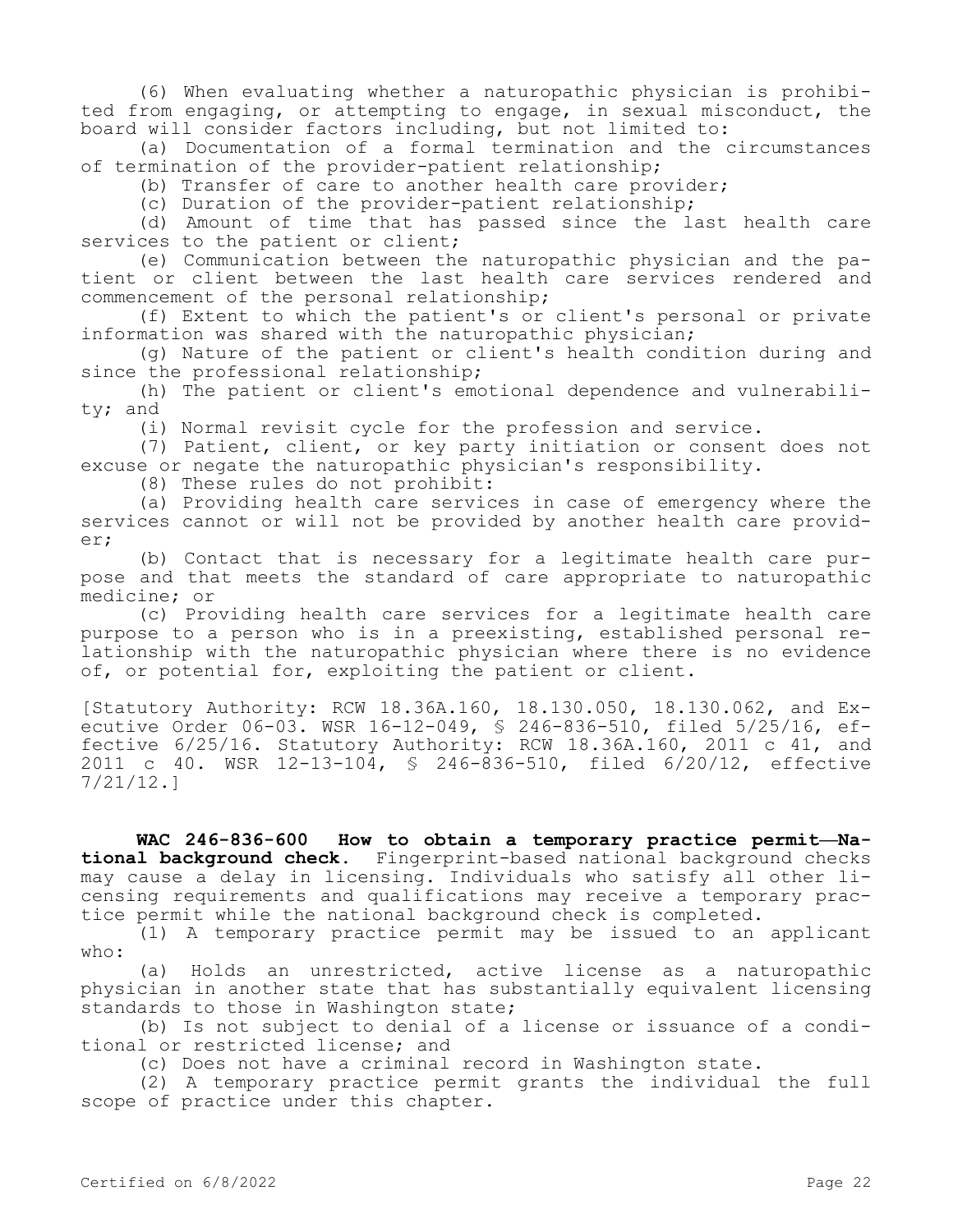(6) When evaluating whether a naturopathic physician is prohibited from engaging, or attempting to engage, in sexual misconduct, the board will consider factors including, but not limited to:

(a) Documentation of a formal termination and the circumstances of termination of the provider-patient relationship;

(b) Transfer of care to another health care provider;

(c) Duration of the provider-patient relationship;

(d) Amount of time that has passed since the last health care services to the patient or client;

(e) Communication between the naturopathic physician and the patient or client between the last health care services rendered and commencement of the personal relationship;

(f) Extent to which the patient's or client's personal or private information was shared with the naturopathic physician;

(g) Nature of the patient or client's health condition during and since the professional relationship;

(h) The patient or client's emotional dependence and vulnerability; and

(i) Normal revisit cycle for the profession and service.

(7) Patient, client, or key party initiation or consent does not excuse or negate the naturopathic physician's responsibility.

(8) These rules do not prohibit:

(a) Providing health care services in case of emergency where the services cannot or will not be provided by another health care provider;

(b) Contact that is necessary for a legitimate health care purpose and that meets the standard of care appropriate to naturopathic medicine; or

(c) Providing health care services for a legitimate health care purpose to a person who is in a preexisting, established personal relationship with the naturopathic physician where there is no evidence of, or potential for, exploiting the patient or client.

[Statutory Authority: RCW 18.36A.160, 18.130.050, 18.130.062, and Executive Order 06-03. WSR 16-12-049, § 246-836-510, filed 5/25/16, effective 6/25/16. Statutory Authority: RCW 18.36A.160, 2011 c 41, and 2011 c 40. WSR 12-13-104, § 246-836-510, filed 6/20/12, effective 7/21/12.]

**WAC 246-836-600 How to obtain a temporary practice permit—National background check.** Fingerprint-based national background checks may cause a delay in licensing. Individuals who satisfy all other licensing requirements and qualifications may receive a temporary practice permit while the national background check is completed.

(1) A temporary practice permit may be issued to an applicant who:

(a) Holds an unrestricted, active license as a naturopathic physician in another state that has substantially equivalent licensing standards to those in Washington state;

(b) Is not subject to denial of a license or issuance of a conditional or restricted license; and

(c) Does not have a criminal record in Washington state.

(2) A temporary practice permit grants the individual the full scope of practice under this chapter.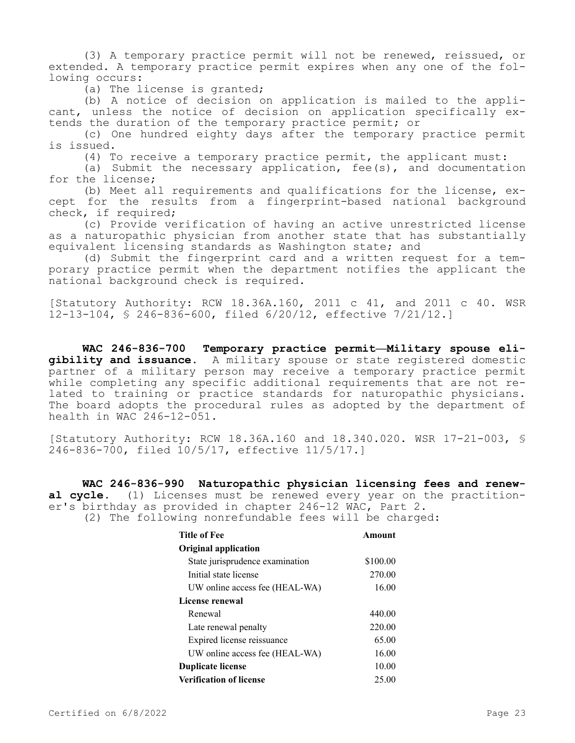(3) A temporary practice permit will not be renewed, reissued, or extended. A temporary practice permit expires when any one of the following occurs:

(a) The license is granted;

(b) A notice of decision on application is mailed to the applicant, unless the notice of decision on application specifically extends the duration of the temporary practice permit; or

(c) One hundred eighty days after the temporary practice permit is issued.

(4) To receive a temporary practice permit, the applicant must:

(a) Submit the necessary application, fee(s), and documentation for the license;

(b) Meet all requirements and qualifications for the license, except for the results from a fingerprint-based national background check, if required;

(c) Provide verification of having an active unrestricted license as a naturopathic physician from another state that has substantially equivalent licensing standards as Washington state; and

(d) Submit the fingerprint card and a written request for a temporary practice permit when the department notifies the applicant the national background check is required.

[Statutory Authority: RCW 18.36A.160, 2011 c 41, and 2011 c 40. WSR 12-13-104, § 246-836-600, filed 6/20/12, effective 7/21/12.]

**WAC 246-836-700 Temporary practice permit—Military spouse eligibility and issuance.** A military spouse or state registered domestic partner of a military person may receive a temporary practice permit while completing any specific additional requirements that are not related to training or practice standards for naturopathic physicians. The board adopts the procedural rules as adopted by the department of health in WAC 246-12-051.

[Statutory Authority: RCW 18.36A.160 and 18.340.020. WSR 17-21-003, § 246-836-700, filed 10/5/17, effective 11/5/17.]

**WAC 246-836-990 Naturopathic physician licensing fees and renewal cycle.** (1) Licenses must be renewed every year on the practitioner's birthday as provided in chapter 246-12 WAC, Part 2.

(2) The following nonrefundable fees will be charged:

| Title of Fee | Amount |
|---|---|
| **Original application** | |
| State jurisprudence examination | $100.00 |
| Initial state license | 270.00 |
| UW online access fee (HEAL-WA) | 16.00 |
| **License renewal** | |
| Renewal | 440.00 |
| Late renewal penalty | 220.00 |
| Expired license reissuance | 65.00 |
| UW online access fee (HEAL-WA) | 16.00 |
| **Duplicate license** | 10.00 |
| **Verification of license** | 25.00 |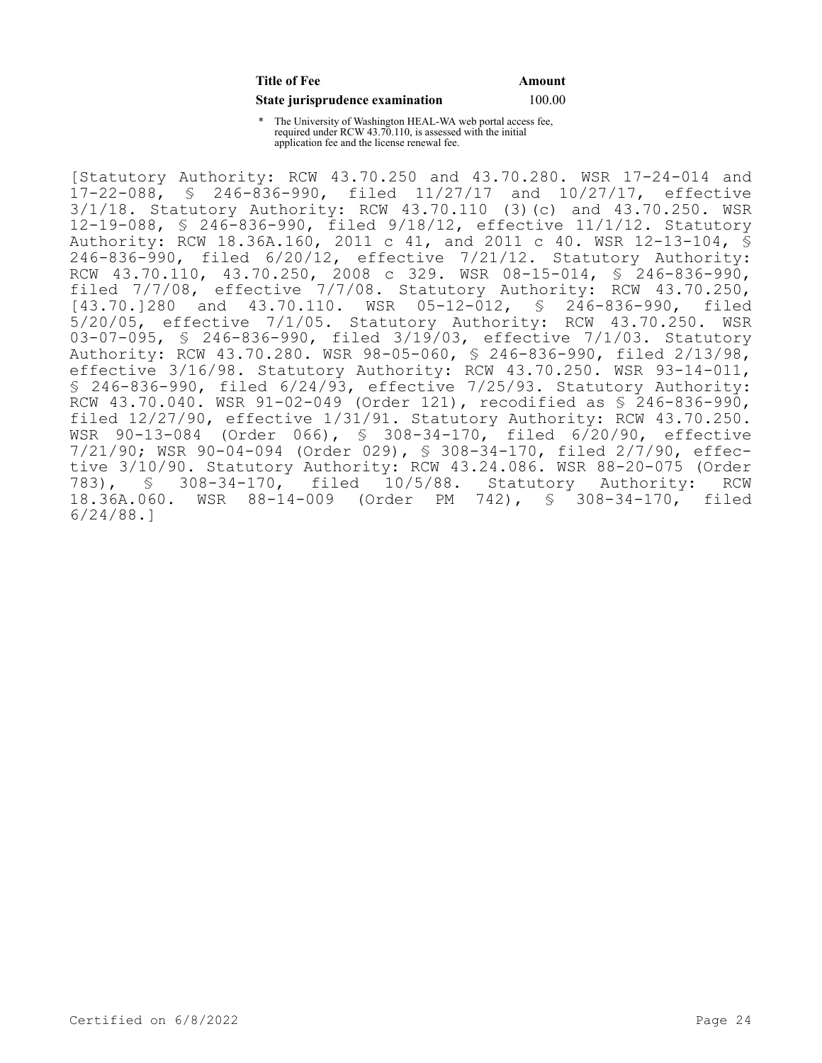| Title of Fee | Amount |
|---|---|
| State jurisprudence examination | 100.00 |

\* The University of Washington HEAL-WA web portal access fee, required under RCW 43.70.110, is assessed with the initial application fee and the license renewal fee.

[Statutory Authority: RCW 43.70.250 and 43.70.280. WSR 17-24-014 and 17-22-088, § 246-836-990, filed 11/27/17 and 10/27/17, effective 3/1/18. Statutory Authority: RCW 43.70.110 (3)(c) and 43.70.250. WSR 12-19-088, § 246-836-990, filed 9/18/12, effective 11/1/12. Statutory Authority: RCW 18.36A.160, 2011 c 41, and 2011 c 40. WSR 12-13-104, § 246-836-990, filed 6/20/12, effective 7/21/12. Statutory Authority: RCW 43.70.110, 43.70.250, 2008 c 329. WSR 08-15-014, § 246-836-990, filed 7/7/08, effective 7/7/08. Statutory Authority: RCW 43.70.250, [43.70.]280 and 43.70.110. WSR 05-12-012, § 246-836-990, filed 5/20/05, effective 7/1/05. Statutory Authority: RCW 43.70.250. WSR 03-07-095, § 246-836-990, filed 3/19/03, effective 7/1/03. Statutory Authority: RCW 43.70.280. WSR 98-05-060, § 246-836-990, filed 2/13/98, effective 3/16/98. Statutory Authority: RCW 43.70.250. WSR 93-14-011, § 246-836-990, filed 6/24/93, effective 7/25/93. Statutory Authority: RCW 43.70.040. WSR 91-02-049 (Order 121), recodified as § 246-836-990, filed 12/27/90, effective 1/31/91. Statutory Authority: RCW 43.70.250. WSR 90-13-084 (Order 066), § 308-34-170, filed 6/20/90, effective 7/21/90; WSR 90-04-094 (Order 029), § 308-34-170, filed 2/7/90, effective 3/10/90. Statutory Authority: RCW 43.24.086. WSR 88-20-075 (Order 783), § 308-34-170, filed 10/5/88. Statutory Authority: RCW 18.36A.060. WSR 88-14-009 (Order PM 742), § 308-34-170, filed 6/24/88.]